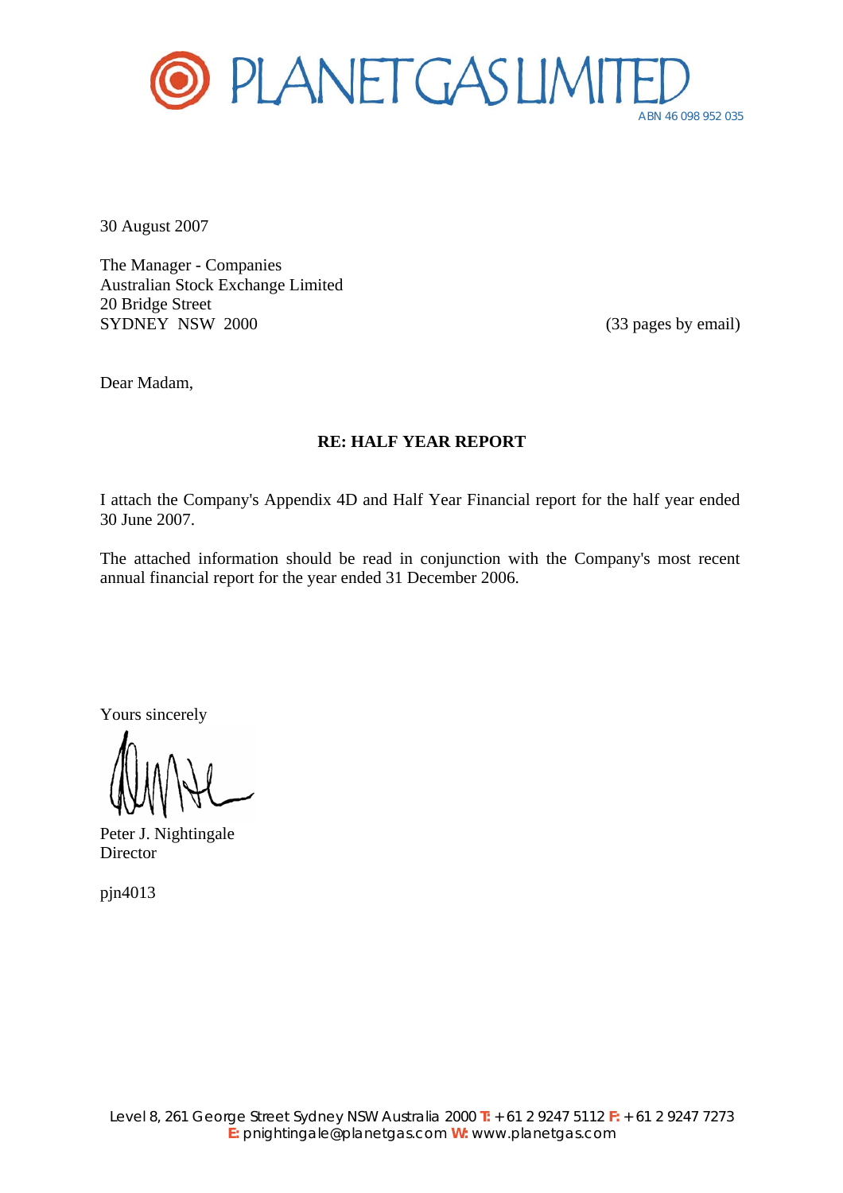# PLANET GAS LIMITED

ABN 46 098 952 035

30 August 2007

The Manager - Companies
Australian Stock Exchange Limited
20 Bridge Street
SYDNEY NSW 2000

(33 pages by email)

Dear Madam,

**RE: HALF YEAR REPORT**

I attach the Company's Appendix 4D and Half Year Financial report for the half year ended 30 June 2007.

The attached information should be read in conjunction with the Company's most recent annual financial report for the year ended 31 December 2006.

Yours sincerely

Peter J. Nightingale
Director

pjn4013

Level 8, 261 George Street Sydney NSW Australia 2000 **T:** +61 2 9247 5112 **F:** +61 2 9247 7273
**E:** pnightingale@planetgas.com **W:** www.planetgas.com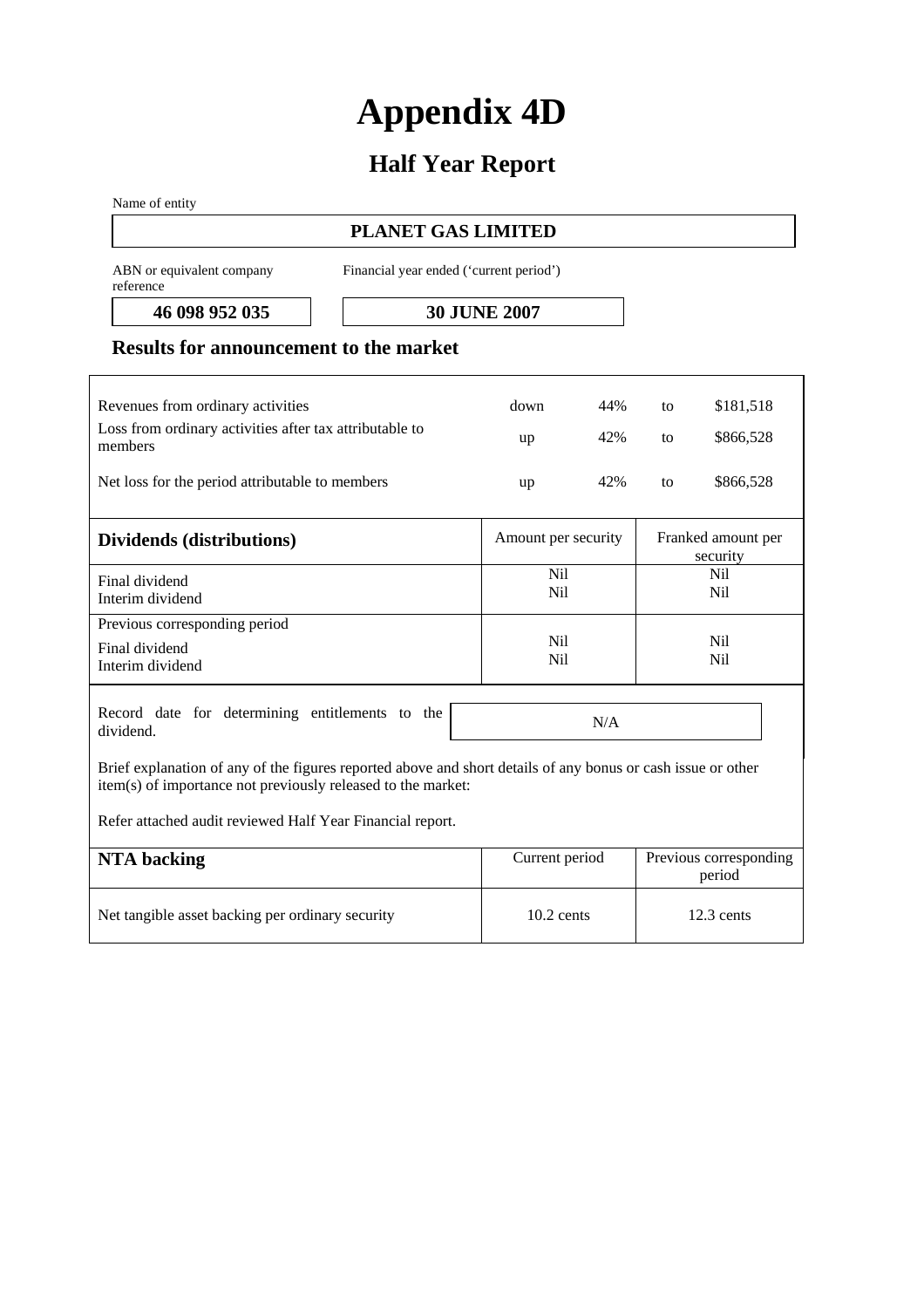# Appendix 4D

## Half Year Report

Name of entity

**PLANET GAS LIMITED**

| ABN or equivalent company reference | Financial year ended ('current period') |
|---|---|
| **46 098 952 035** | **30 JUNE 2007** |

### Results for announcement to the market

| | | | | |
|---|---|---|---|---|
| Revenues from ordinary activities | down | 44% | to | $181,518 |
| Loss from ordinary activities after tax attributable to members | up | 42% | to | $866,528 |
| Net loss for the period attributable to members | up | 42% | to | $866,528 |

| **Dividends (distributions)** | Amount per security | Franked amount per security |
|---|---|---|
| Final dividend<br>Interim dividend | Nil<br>Nil | Nil<br>Nil |
| Previous corresponding period<br>Final dividend<br>Interim dividend | Nil<br>Nil | Nil<br>Nil |

| Record date for determining entitlements to the dividend. | N/A |
|---|---|

Brief explanation of any of the figures reported above and short details of any bonus or cash issue or other item(s) of importance not previously released to the market:

Refer attached audit reviewed Half Year Financial report.

| **NTA backing** | Current period | Previous corresponding period |
|---|---|---|
| Net tangible asset backing per ordinary security | 10.2 cents | 12.3 cents |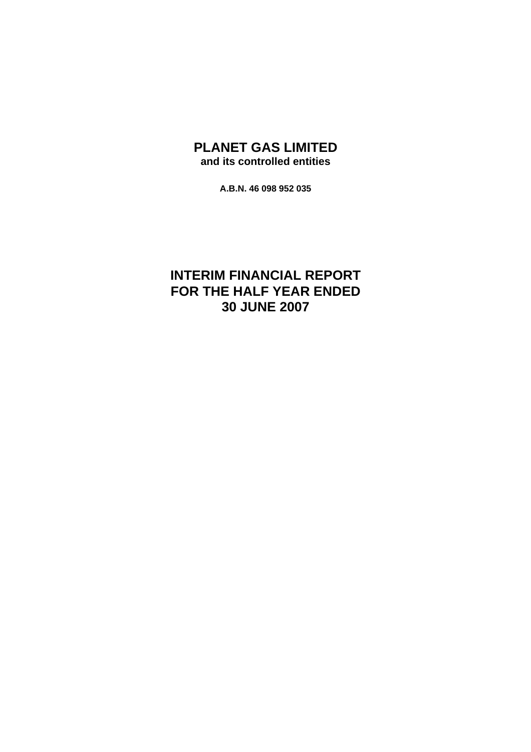# PLANET GAS LIMITED

**and its controlled entities**

**A.B.N. 46 098 952 035**

# INTERIM FINANCIAL REPORT FOR THE HALF YEAR ENDED 30 JUNE 2007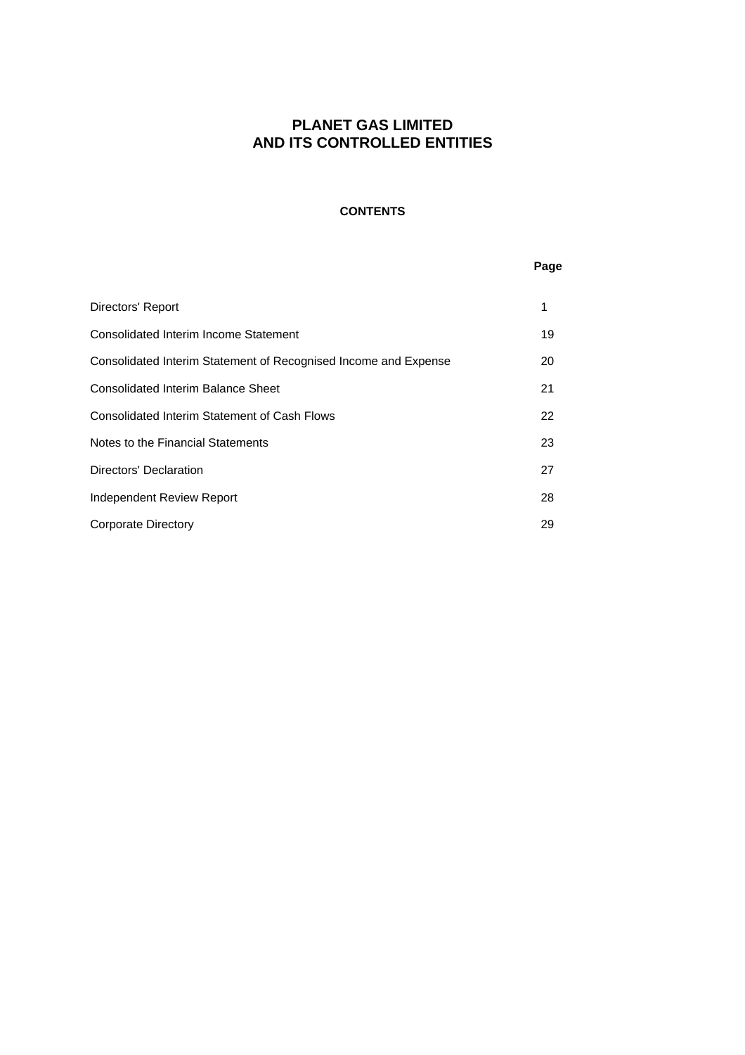# PLANET GAS LIMITED
# AND ITS CONTROLLED ENTITIES

## CONTENTS

| | Page |
|---|---|
| Directors' Report | 1 |
| Consolidated Interim Income Statement | 19 |
| Consolidated Interim Statement of Recognised Income and Expense | 20 |
| Consolidated Interim Balance Sheet | 21 |
| Consolidated Interim Statement of Cash Flows | 22 |
| Notes to the Financial Statements | 23 |
| Directors' Declaration | 27 |
| Independent Review Report | 28 |
| Corporate Directory | 29 |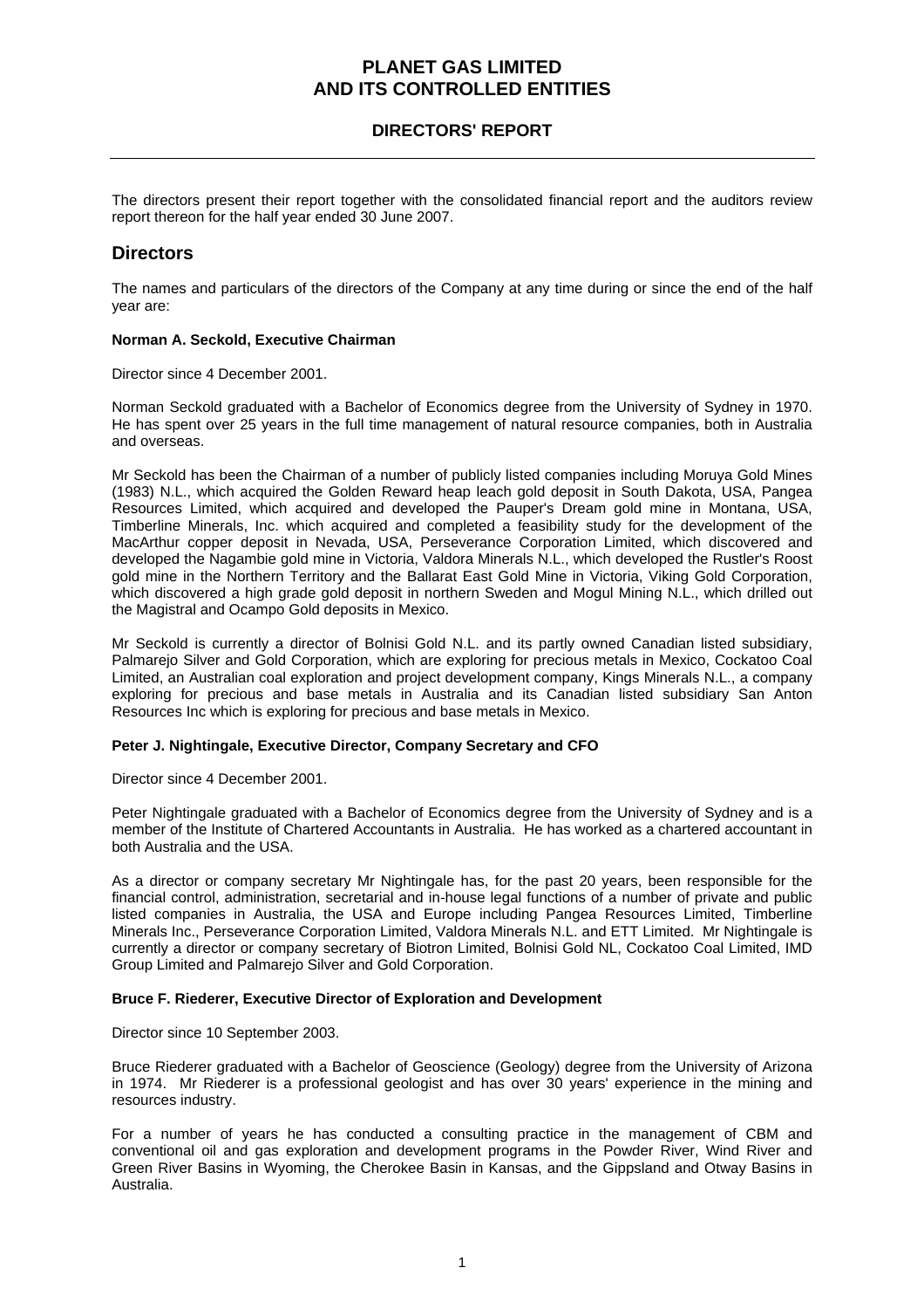# PLANET GAS LIMITED
# AND ITS CONTROLLED ENTITIES

## DIRECTORS' REPORT

The directors present their report together with the consolidated financial report and the auditors review report thereon for the half year ended 30 June 2007.

## Directors

The names and particulars of the directors of the Company at any time during or since the end of the half year are:

**Norman A. Seckold, Executive Chairman**

Director since 4 December 2001.

Norman Seckold graduated with a Bachelor of Economics degree from the University of Sydney in 1970. He has spent over 25 years in the full time management of natural resource companies, both in Australia and overseas.

Mr Seckold has been the Chairman of a number of publicly listed companies including Moruya Gold Mines (1983) N.L., which acquired the Golden Reward heap leach gold deposit in South Dakota, USA, Pangea Resources Limited, which acquired and developed the Pauper's Dream gold mine in Montana, USA, Timberline Minerals, Inc. which acquired and completed a feasibility study for the development of the MacArthur copper deposit in Nevada, USA, Perseverance Corporation Limited, which discovered and developed the Nagambie gold mine in Victoria, Valdora Minerals N.L., which developed the Rustler's Roost gold mine in the Northern Territory and the Ballarat East Gold Mine in Victoria, Viking Gold Corporation, which discovered a high grade gold deposit in northern Sweden and Mogul Mining N.L., which drilled out the Magistral and Ocampo Gold deposits in Mexico.

Mr Seckold is currently a director of Bolnisi Gold N.L. and its partly owned Canadian listed subsidiary, Palmarejo Silver and Gold Corporation, which are exploring for precious metals in Mexico, Cockatoo Coal Limited, an Australian coal exploration and project development company, Kings Minerals N.L., a company exploring for precious and base metals in Australia and its Canadian listed subsidiary San Anton Resources Inc which is exploring for precious and base metals in Mexico.

**Peter J. Nightingale, Executive Director, Company Secretary and CFO**

Director since 4 December 2001.

Peter Nightingale graduated with a Bachelor of Economics degree from the University of Sydney and is a member of the Institute of Chartered Accountants in Australia. He has worked as a chartered accountant in both Australia and the USA.

As a director or company secretary Mr Nightingale has, for the past 20 years, been responsible for the financial control, administration, secretarial and in-house legal functions of a number of private and public listed companies in Australia, the USA and Europe including Pangea Resources Limited, Timberline Minerals Inc., Perseverance Corporation Limited, Valdora Minerals N.L. and ETT Limited. Mr Nightingale is currently a director or company secretary of Biotron Limited, Bolnisi Gold NL, Cockatoo Coal Limited, IMD Group Limited and Palmarejo Silver and Gold Corporation.

**Bruce F. Riederer, Executive Director of Exploration and Development**

Director since 10 September 2003.

Bruce Riederer graduated with a Bachelor of Geoscience (Geology) degree from the University of Arizona in 1974. Mr Riederer is a professional geologist and has over 30 years' experience in the mining and resources industry.

For a number of years he has conducted a consulting practice in the management of CBM and conventional oil and gas exploration and development programs in the Powder River, Wind River and Green River Basins in Wyoming, the Cherokee Basin in Kansas, and the Gippsland and Otway Basins in Australia.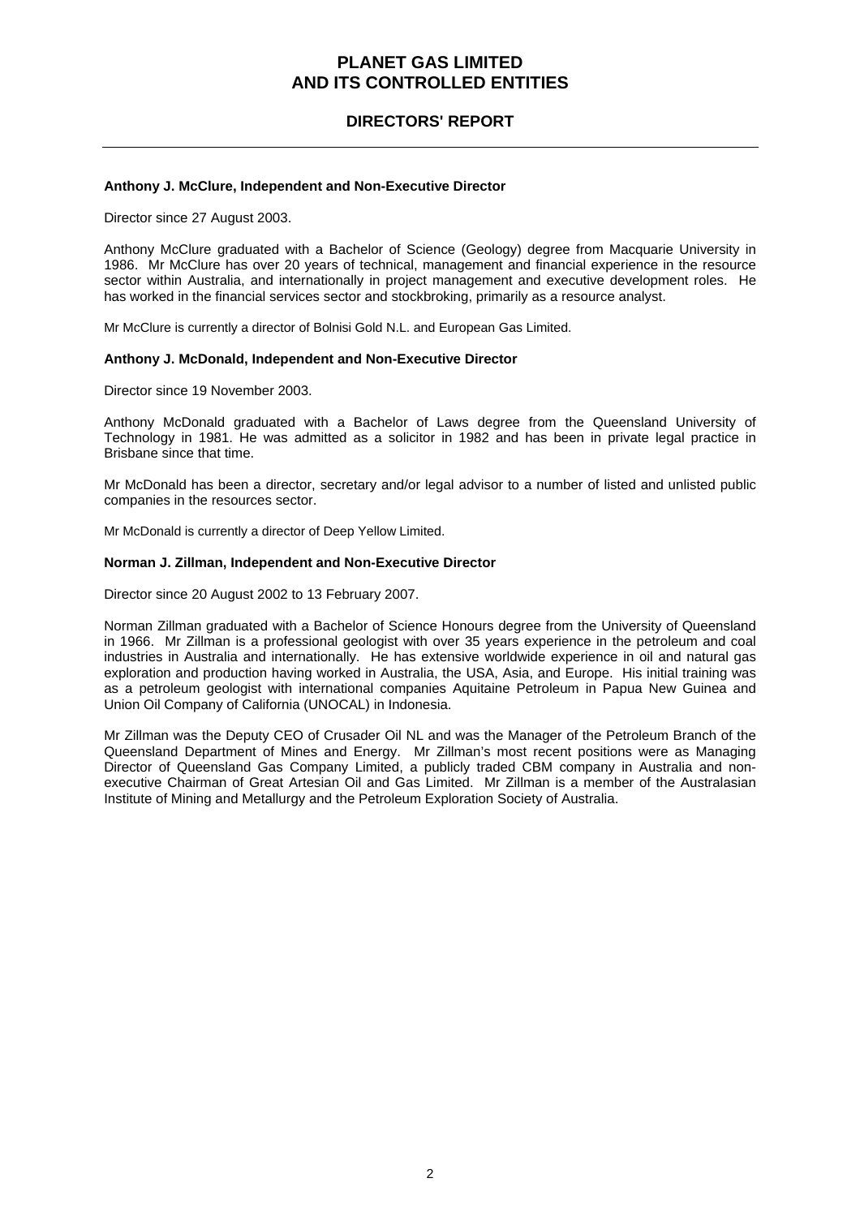**Anthony J. McClure, Independent and Non-Executive Director**

Director since 27 August 2003.

Anthony McClure graduated with a Bachelor of Science (Geology) degree from Macquarie University in 1986. Mr McClure has over 20 years of technical, management and financial experience in the resource sector within Australia, and internationally in project management and executive development roles. He has worked in the financial services sector and stockbroking, primarily as a resource analyst.

Mr McClure is currently a director of Bolnisi Gold N.L. and European Gas Limited.

**Anthony J. McDonald, Independent and Non-Executive Director**

Director since 19 November 2003.

Anthony McDonald graduated with a Bachelor of Laws degree from the Queensland University of Technology in 1981. He was admitted as a solicitor in 1982 and has been in private legal practice in Brisbane since that time.

Mr McDonald has been a director, secretary and/or legal advisor to a number of listed and unlisted public companies in the resources sector.

Mr McDonald is currently a director of Deep Yellow Limited.

**Norman J. Zillman, Independent and Non-Executive Director**

Director since 20 August 2002 to 13 February 2007.

Norman Zillman graduated with a Bachelor of Science Honours degree from the University of Queensland in 1966. Mr Zillman is a professional geologist with over 35 years experience in the petroleum and coal industries in Australia and internationally. He has extensive worldwide experience in oil and natural gas exploration and production having worked in Australia, the USA, Asia, and Europe. His initial training was as a petroleum geologist with international companies Aquitaine Petroleum in Papua New Guinea and Union Oil Company of California (UNOCAL) in Indonesia.

Mr Zillman was the Deputy CEO of Crusader Oil NL and was the Manager of the Petroleum Branch of the Queensland Department of Mines and Energy. Mr Zillman's most recent positions were as Managing Director of Queensland Gas Company Limited, a publicly traded CBM company in Australia and non-executive Chairman of Great Artesian Oil and Gas Limited. Mr Zillman is a member of the Australasian Institute of Mining and Metallurgy and the Petroleum Exploration Society of Australia.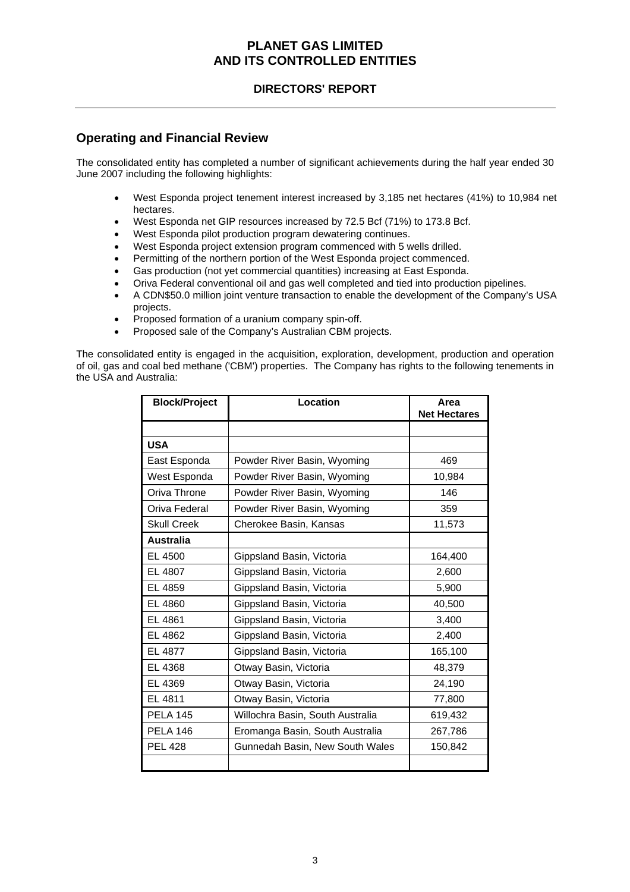# PLANET GAS LIMITED
# AND ITS CONTROLLED ENTITIES

## DIRECTORS' REPORT

## Operating and Financial Review

The consolidated entity has completed a number of significant achievements during the half year ended 30 June 2007 including the following highlights:

- West Esponda project tenement interest increased by 3,185 net hectares (41%) to 10,984 net hectares.
- West Esponda net GIP resources increased by 72.5 Bcf (71%) to 173.8 Bcf.
- West Esponda pilot production program dewatering continues.
- West Esponda project extension program commenced with 5 wells drilled.
- Permitting of the northern portion of the West Esponda project commenced.
- Gas production (not yet commercial quantities) increasing at East Esponda.
- Oriva Federal conventional oil and gas well completed and tied into production pipelines.
- A CDN$50.0 million joint venture transaction to enable the development of the Company's USA projects.
- Proposed formation of a uranium company spin-off.
- Proposed sale of the Company's Australian CBM projects.

The consolidated entity is engaged in the acquisition, exploration, development, production and operation of oil, gas and coal bed methane ('CBM') properties. The Company has rights to the following tenements in the USA and Australia:

| Block/Project | Location | Area Net Hectares |
|---|---|---|
| | | |
| **USA** | | |
| East Esponda | Powder River Basin, Wyoming | 469 |
| West Esponda | Powder River Basin, Wyoming | 10,984 |
| Oriva Throne | Powder River Basin, Wyoming | 146 |
| Oriva Federal | Powder River Basin, Wyoming | 359 |
| Skull Creek | Cherokee Basin, Kansas | 11,573 |
| **Australia** | | |
| EL 4500 | Gippsland Basin, Victoria | 164,400 |
| EL 4807 | Gippsland Basin, Victoria | 2,600 |
| EL 4859 | Gippsland Basin, Victoria | 5,900 |
| EL 4860 | Gippsland Basin, Victoria | 40,500 |
| EL 4861 | Gippsland Basin, Victoria | 3,400 |
| EL 4862 | Gippsland Basin, Victoria | 2,400 |
| EL 4877 | Gippsland Basin, Victoria | 165,100 |
| EL 4368 | Otway Basin, Victoria | 48,379 |
| EL 4369 | Otway Basin, Victoria | 24,190 |
| EL 4811 | Otway Basin, Victoria | 77,800 |
| PELA 145 | Willochra Basin, South Australia | 619,432 |
| PELA 146 | Eromanga Basin, South Australia | 267,786 |
| PEL 428 | Gunnedah Basin, New South Wales | 150,842 |
| | | |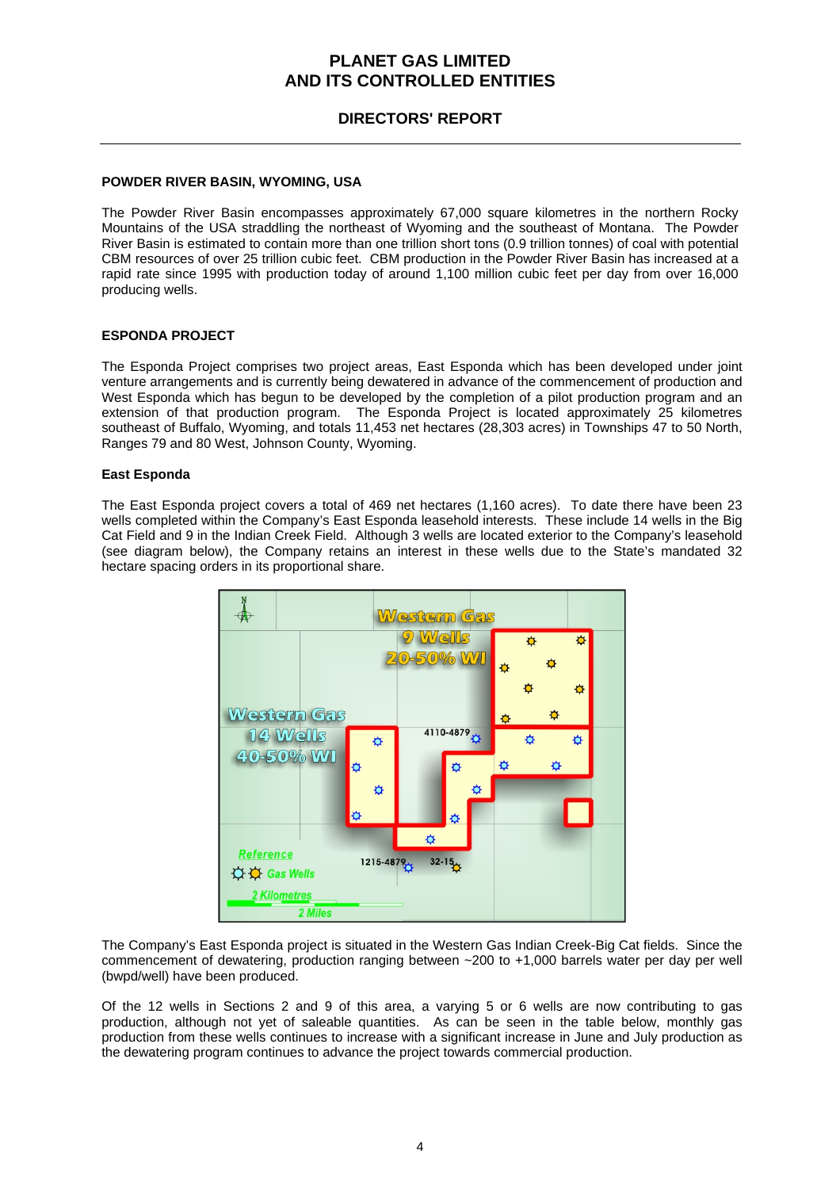## POWDER RIVER BASIN, WYOMING, USA

The Powder River Basin encompasses approximately 67,000 square kilometres in the northern Rocky Mountains of the USA straddling the northeast of Wyoming and the southeast of Montana. The Powder River Basin is estimated to contain more than one trillion short tons (0.9 trillion tonnes) of coal with potential CBM resources of over 25 trillion cubic feet. CBM production in the Powder River Basin has increased at a rapid rate since 1995 with production today of around 1,100 million cubic feet per day from over 16,000 producing wells.

## ESPONDA PROJECT

The Esponda Project comprises two project areas, East Esponda which has been developed under joint venture arrangements and is currently being dewatered in advance of the commencement of production and West Esponda which has begun to be developed by the completion of a pilot production program and an extension of that production program. The Esponda Project is located approximately 25 kilometres southeast of Buffalo, Wyoming, and totals 11,453 net hectares (28,303 acres) in Townships 47 to 50 North, Ranges 79 and 80 West, Johnson County, Wyoming.

### East Esponda

The East Esponda project covers a total of 469 net hectares (1,160 acres). To date there have been 23 wells completed within the Company's East Esponda leasehold interests. These include 14 wells in the Big Cat Field and 9 in the Indian Creek Field. Although 3 wells are located exterior to the Company's leasehold (see diagram below), the Company retains an interest in these wells due to the State's mandated 32 hectare spacing orders in its proportional share.

The Company's East Esponda project is situated in the Western Gas Indian Creek-Big Cat fields. Since the commencement of dewatering, production ranging between ~200 to +1,000 barrels water per day per well (bwpd/well) have been produced.

Of the 12 wells in Sections 2 and 9 of this area, a varying 5 or 6 wells are now contributing to gas production, although not yet of saleable quantities. As can be seen in the table below, monthly gas production from these wells continues to increase with a significant increase in June and July production as the dewatering program continues to advance the project towards commercial production.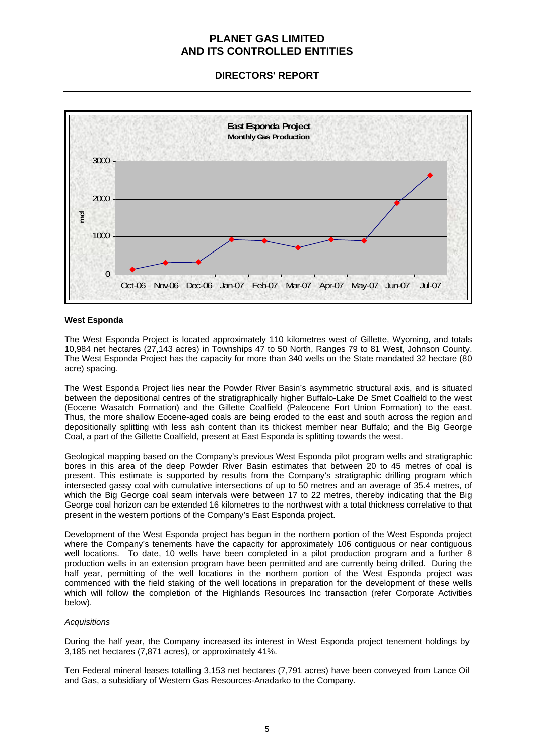**East Esponda Project**
**Monthly Gas Production**

| Month | mcf (approx.) |
|---|---|
| Oct-06 | ~120 |
| Nov-06 | ~300 |
| Dec-06 | ~320 |
| Jan-07 | ~910 |
| Feb-07 | ~880 |
| Mar-07 | ~690 |
| Apr-07 | ~910 |
| May-07 | ~880 |
| Jun-07 | ~1880 |
| Jul-07 | ~2620 |

**West Esponda**

The West Esponda Project is located approximately 110 kilometres west of Gillette, Wyoming, and totals 10,984 net hectares (27,143 acres) in Townships 47 to 50 North, Ranges 79 to 81 West, Johnson County. The West Esponda Project has the capacity for more than 340 wells on the State mandated 32 hectare (80 acre) spacing.

The West Esponda Project lies near the Powder River Basin's asymmetric structural axis, and is situated between the depositional centres of the stratigraphically higher Buffalo-Lake De Smet Coalfield to the west (Eocene Wasatch Formation) and the Gillette Coalfield (Paleocene Fort Union Formation) to the east. Thus, the more shallow Eocene-aged coals are being eroded to the east and south across the region and depositionally splitting with less ash content than its thickest member near Buffalo; and the Big George Coal, a part of the Gillette Coalfield, present at East Esponda is splitting towards the west.

Geological mapping based on the Company's previous West Esponda pilot program wells and stratigraphic bores in this area of the deep Powder River Basin estimates that between 20 to 45 metres of coal is present. This estimate is supported by results from the Company's stratigraphic drilling program which intersected gassy coal with cumulative intersections of up to 50 metres and an average of 35.4 metres, of which the Big George coal seam intervals were between 17 to 22 metres, thereby indicating that the Big George coal horizon can be extended 16 kilometres to the northwest with a total thickness correlative to that present in the western portions of the Company's East Esponda project.

Development of the West Esponda project has begun in the northern portion of the West Esponda project where the Company's tenements have the capacity for approximately 106 contiguous or near contiguous well locations. To date, 10 wells have been completed in a pilot production program and a further 8 production wells in an extension program have been permitted and are currently being drilled. During the half year, permitting of the well locations in the northern portion of the West Esponda project was commenced with the field staking of the well locations in preparation for the development of these wells which will follow the completion of the Highlands Resources Inc transaction (refer Corporate Activities below).

*Acquisitions*

During the half year, the Company increased its interest in West Esponda project tenement holdings by 3,185 net hectares (7,871 acres), or approximately 41%.

Ten Federal mineral leases totalling 3,153 net hectares (7,791 acres) have been conveyed from Lance Oil and Gas, a subsidiary of Western Gas Resources-Anadarko to the Company.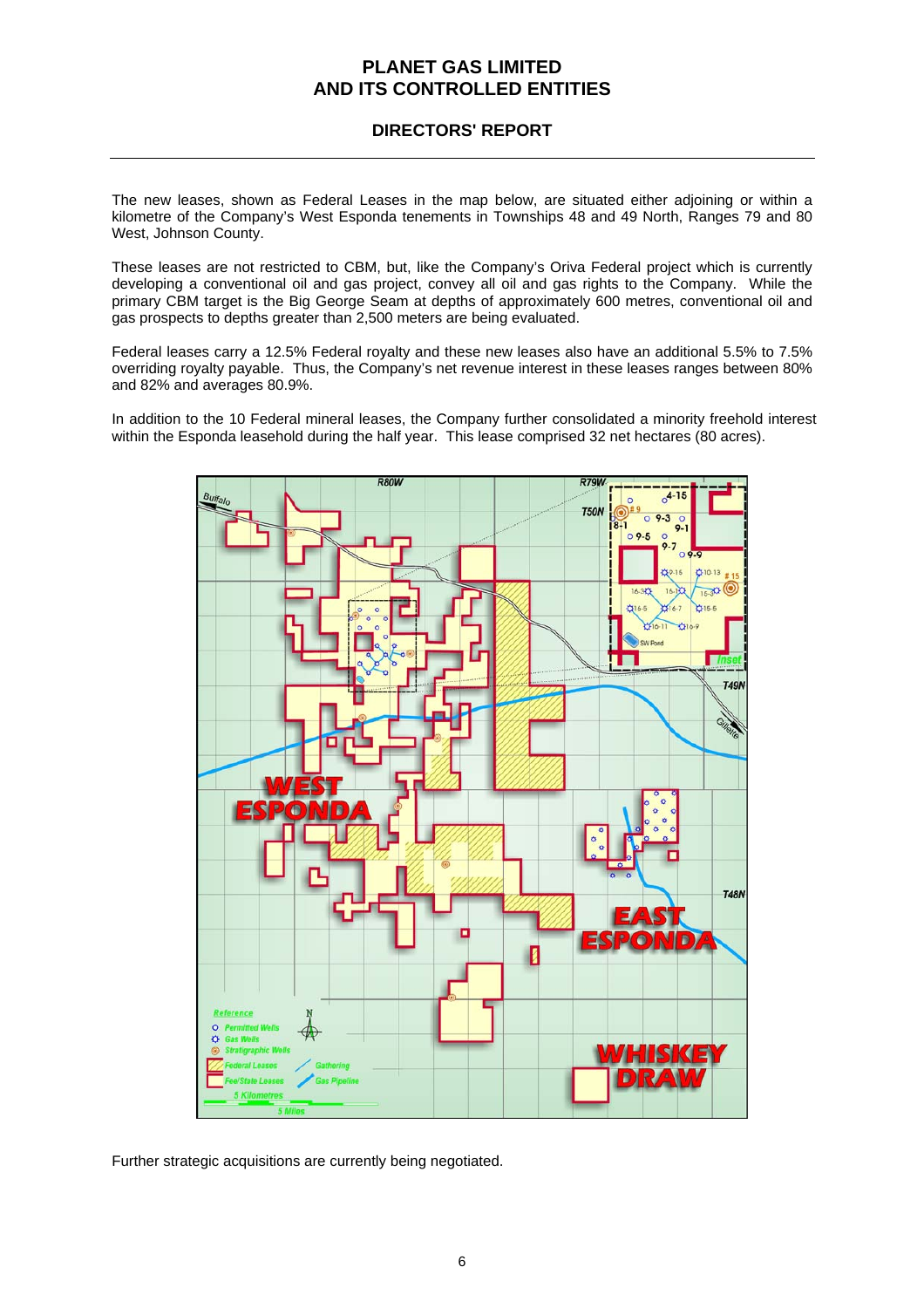The new leases, shown as Federal Leases in the map below, are situated either adjoining or within a kilometre of the Company's West Esponda tenements in Townships 48 and 49 North, Ranges 79 and 80 West, Johnson County.

These leases are not restricted to CBM, but, like the Company's Oriva Federal project which is currently developing a conventional oil and gas project, convey all oil and gas rights to the Company. While the primary CBM target is the Big George Seam at depths of approximately 600 metres, conventional oil and gas prospects to depths greater than 2,500 meters are being evaluated.

Federal leases carry a 12.5% Federal royalty and these new leases also have an additional 5.5% to 7.5% overriding royalty payable. Thus, the Company's net revenue interest in these leases ranges between 80% and 82% and averages 80.9%.

In addition to the 10 Federal mineral leases, the Company further consolidated a minority freehold interest within the Esponda leasehold during the half year. This lease comprised 32 net hectares (80 acres).

Further strategic acquisitions are currently being negotiated.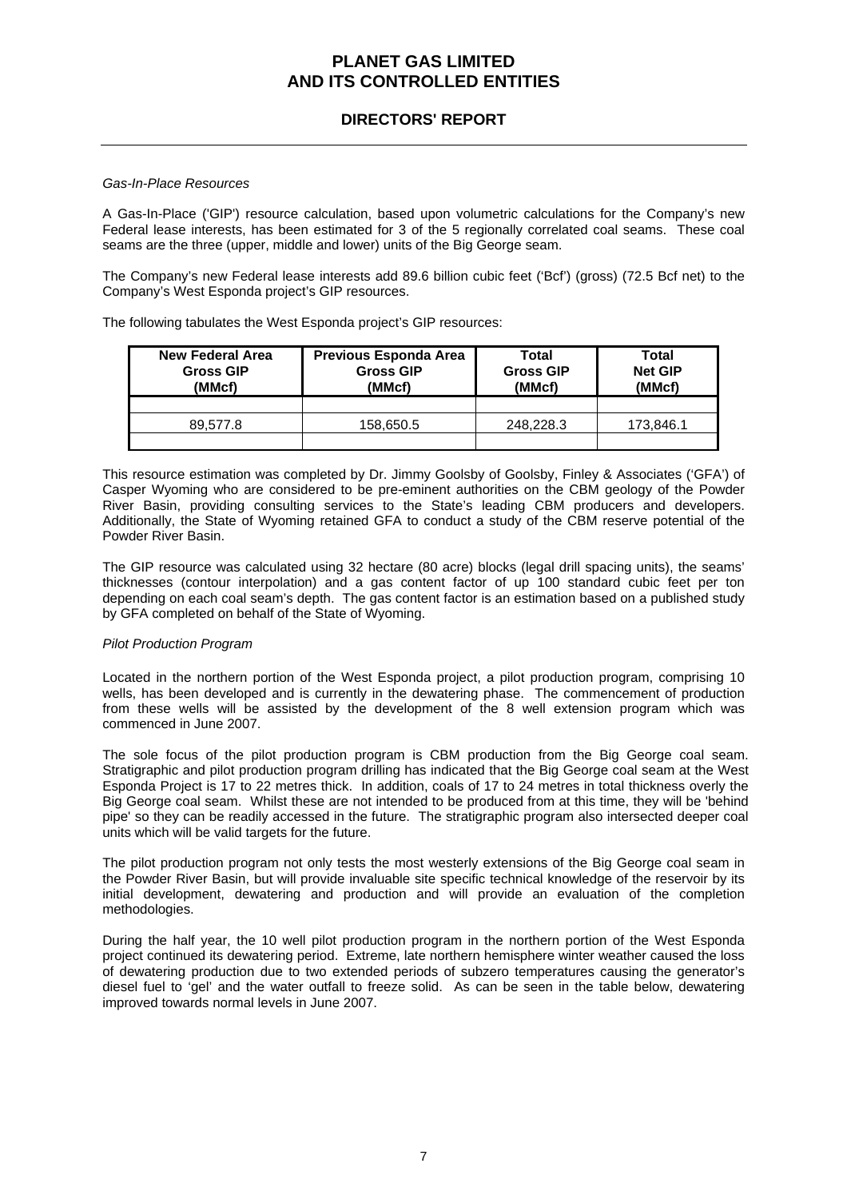*Gas-In-Place Resources*

A Gas-In-Place ('GIP') resource calculation, based upon volumetric calculations for the Company's new Federal lease interests, has been estimated for 3 of the 5 regionally correlated coal seams. These coal seams are the three (upper, middle and lower) units of the Big George seam.

The Company's new Federal lease interests add 89.6 billion cubic feet ('Bcf') (gross) (72.5 Bcf net) to the Company's West Esponda project's GIP resources.

The following tabulates the West Esponda project's GIP resources:

| New Federal Area Gross GIP (MMcf) | Previous Esponda Area Gross GIP (MMcf) | Total Gross GIP (MMcf) | Total Net GIP (MMcf) |
|---|---|---|---|
| | | | |
| 89,577.8 | 158,650.5 | 248,228.3 | 173,846.1 |
| | | | |

This resource estimation was completed by Dr. Jimmy Goolsby of Goolsby, Finley & Associates ('GFA') of Casper Wyoming who are considered to be pre-eminent authorities on the CBM geology of the Powder River Basin, providing consulting services to the State's leading CBM producers and developers. Additionally, the State of Wyoming retained GFA to conduct a study of the CBM reserve potential of the Powder River Basin.

The GIP resource was calculated using 32 hectare (80 acre) blocks (legal drill spacing units), the seams' thicknesses (contour interpolation) and a gas content factor of up 100 standard cubic feet per ton depending on each coal seam's depth. The gas content factor is an estimation based on a published study by GFA completed on behalf of the State of Wyoming.

*Pilot Production Program*

Located in the northern portion of the West Esponda project, a pilot production program, comprising 10 wells, has been developed and is currently in the dewatering phase. The commencement of production from these wells will be assisted by the development of the 8 well extension program which was commenced in June 2007.

The sole focus of the pilot production program is CBM production from the Big George coal seam. Stratigraphic and pilot production program drilling has indicated that the Big George coal seam at the West Esponda Project is 17 to 22 metres thick. In addition, coals of 17 to 24 metres in total thickness overly the Big George coal seam. Whilst these are not intended to be produced from at this time, they will be 'behind pipe' so they can be readily accessed in the future. The stratigraphic program also intersected deeper coal units which will be valid targets for the future.

The pilot production program not only tests the most westerly extensions of the Big George coal seam in the Powder River Basin, but will provide invaluable site specific technical knowledge of the reservoir by its initial development, dewatering and production and will provide an evaluation of the completion methodologies.

During the half year, the 10 well pilot production program in the northern portion of the West Esponda project continued its dewatering period. Extreme, late northern hemisphere winter weather caused the loss of dewatering production due to two extended periods of subzero temperatures causing the generator's diesel fuel to 'gel' and the water outfall to freeze solid. As can be seen in the table below, dewatering improved towards normal levels in June 2007.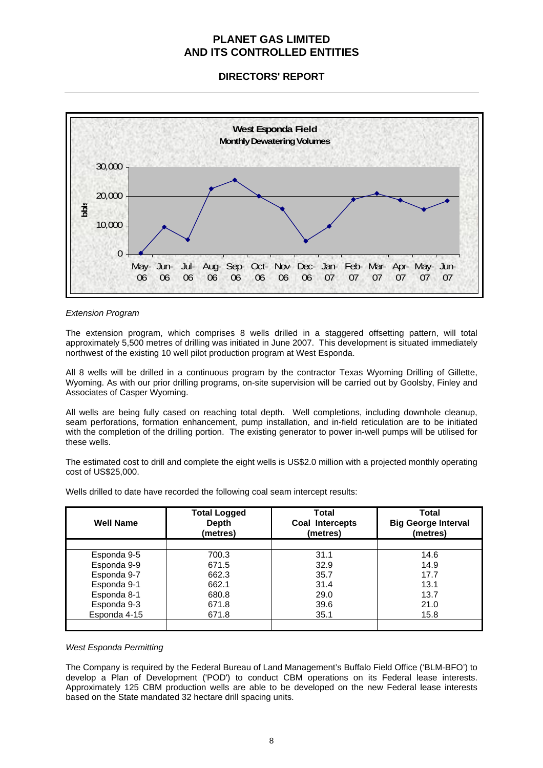**West Esponda Field**
**Monthly Dewatering Volumes**

*Extension Program*

The extension program, which comprises 8 wells drilled in a staggered offsetting pattern, will total approximately 5,500 metres of drilling was initiated in June 2007. This development is situated immediately northwest of the existing 10 well pilot production program at West Esponda.

All 8 wells will be drilled in a continuous program by the contractor Texas Wyoming Drilling of Gillette, Wyoming. As with our prior drilling programs, on-site supervision will be carried out by Goolsby, Finley and Associates of Casper Wyoming.

All wells are being fully cased on reaching total depth. Well completions, including downhole cleanup, seam perforations, formation enhancement, pump installation, and in-field reticulation are to be initiated with the completion of the drilling portion. The existing generator to power in-well pumps will be utilised for these wells.

The estimated cost to drill and complete the eight wells is US$2.0 million with a projected monthly operating cost of US$25,000.

Wells drilled to date have recorded the following coal seam intercept results:

| Well Name | Total Logged Depth (metres) | Total Coal Intercepts (metres) | Total Big George Interval (metres) |
|---|---|---|---|
| Esponda 9-5 | 700.3 | 31.1 | 14.6 |
| Esponda 9-9 | 671.5 | 32.9 | 14.9 |
| Esponda 9-7 | 662.3 | 35.7 | 17.7 |
| Esponda 9-1 | 662.1 | 31.4 | 13.1 |
| Esponda 8-1 | 680.8 | 29.0 | 13.7 |
| Esponda 9-3 | 671.8 | 39.6 | 21.0 |
| Esponda 4-15 | 671.8 | 35.1 | 15.8 |

*West Esponda Permitting*

The Company is required by the Federal Bureau of Land Management's Buffalo Field Office ('BLM-BFO') to develop a Plan of Development ('POD') to conduct CBM operations on its Federal lease interests. Approximately 125 CBM production wells are able to be developed on the new Federal lease interests based on the State mandated 32 hectare drill spacing units.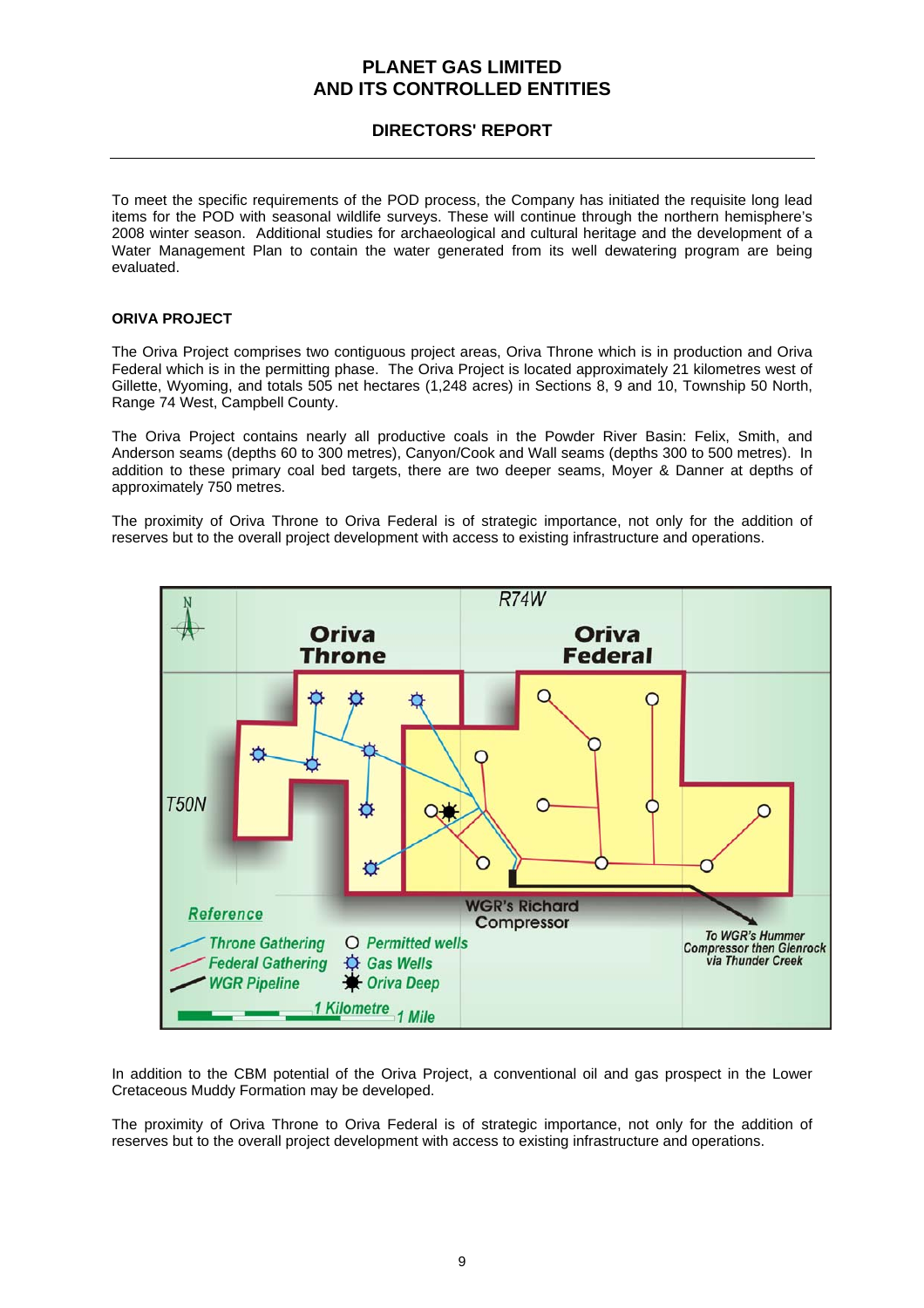To meet the specific requirements of the POD process, the Company has initiated the requisite long lead items for the POD with seasonal wildlife surveys. These will continue through the northern hemisphere's 2008 winter season. Additional studies for archaeological and cultural heritage and the development of a Water Management Plan to contain the water generated from its well dewatering program are being evaluated.

**ORIVA PROJECT**

The Oriva Project comprises two contiguous project areas, Oriva Throne which is in production and Oriva Federal which is in the permitting phase. The Oriva Project is located approximately 21 kilometres west of Gillette, Wyoming, and totals 505 net hectares (1,248 acres) in Sections 8, 9 and 10, Township 50 North, Range 74 West, Campbell County.

The Oriva Project contains nearly all productive coals in the Powder River Basin: Felix, Smith, and Anderson seams (depths 60 to 300 metres), Canyon/Cook and Wall seams (depths 300 to 500 metres). In addition to these primary coal bed targets, there are two deeper seams, Moyer & Danner at depths of approximately 750 metres.

The proximity of Oriva Throne to Oriva Federal is of strategic importance, not only for the addition of reserves but to the overall project development with access to existing infrastructure and operations.

In addition to the CBM potential of the Oriva Project, a conventional oil and gas prospect in the Lower Cretaceous Muddy Formation may be developed.

The proximity of Oriva Throne to Oriva Federal is of strategic importance, not only for the addition of reserves but to the overall project development with access to existing infrastructure and operations.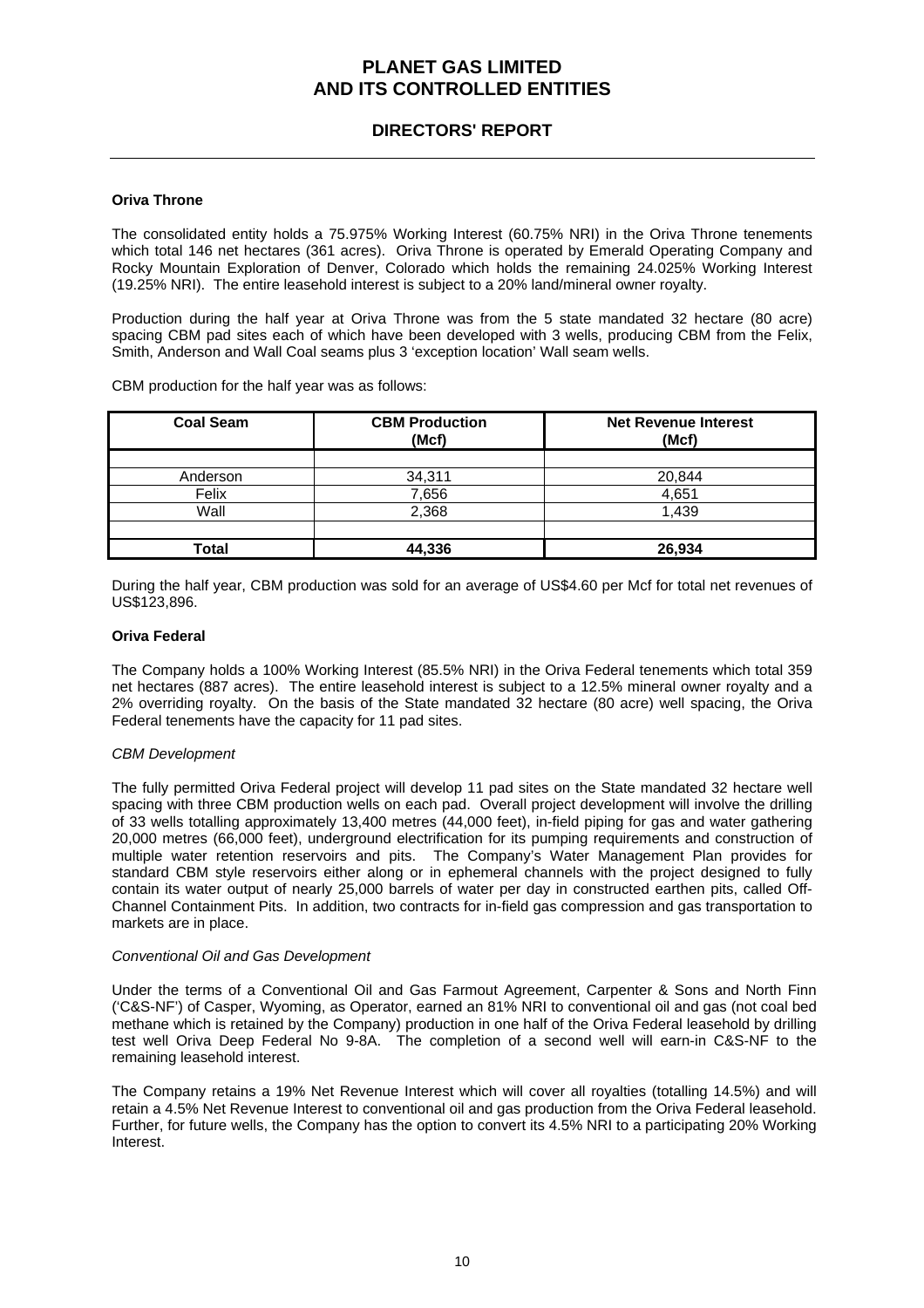### Oriva Throne

The consolidated entity holds a 75.975% Working Interest (60.75% NRI) in the Oriva Throne tenements which total 146 net hectares (361 acres). Oriva Throne is operated by Emerald Operating Company and Rocky Mountain Exploration of Denver, Colorado which holds the remaining 24.025% Working Interest (19.25% NRI). The entire leasehold interest is subject to a 20% land/mineral owner royalty.

Production during the half year at Oriva Throne was from the 5 state mandated 32 hectare (80 acre) spacing CBM pad sites each of which have been developed with 3 wells, producing CBM from the Felix, Smith, Anderson and Wall Coal seams plus 3 'exception location' Wall seam wells.

CBM production for the half year was as follows:

| Coal Seam | CBM Production (Mcf) | Net Revenue Interest (Mcf) |
|---|---|---|
| Anderson | 34,311 | 20,844 |
| Felix | 7,656 | 4,651 |
| Wall | 2,368 | 1,439 |
| **Total** | **44,336** | **26,934** |

During the half year, CBM production was sold for an average of US$4.60 per Mcf for total net revenues of US$123,896.

### Oriva Federal

The Company holds a 100% Working Interest (85.5% NRI) in the Oriva Federal tenements which total 359 net hectares (887 acres). The entire leasehold interest is subject to a 12.5% mineral owner royalty and a 2% overriding royalty. On the basis of the State mandated 32 hectare (80 acre) well spacing, the Oriva Federal tenements have the capacity for 11 pad sites.

*CBM Development*

The fully permitted Oriva Federal project will develop 11 pad sites on the State mandated 32 hectare well spacing with three CBM production wells on each pad. Overall project development will involve the drilling of 33 wells totalling approximately 13,400 metres (44,000 feet), in-field piping for gas and water gathering 20,000 metres (66,000 feet), underground electrification for its pumping requirements and construction of multiple water retention reservoirs and pits. The Company's Water Management Plan provides for standard CBM style reservoirs either along or in ephemeral channels with the project designed to fully contain its water output of nearly 25,000 barrels of water per day in constructed earthen pits, called Off-Channel Containment Pits. In addition, two contracts for in-field gas compression and gas transportation to markets are in place.

*Conventional Oil and Gas Development*

Under the terms of a Conventional Oil and Gas Farmout Agreement, Carpenter & Sons and North Finn ('C&S-NF') of Casper, Wyoming, as Operator, earned an 81% NRI to conventional oil and gas (not coal bed methane which is retained by the Company) production in one half of the Oriva Federal leasehold by drilling test well Oriva Deep Federal No 9-8A. The completion of a second well will earn-in C&S-NF to the remaining leasehold interest.

The Company retains a 19% Net Revenue Interest which will cover all royalties (totalling 14.5%) and will retain a 4.5% Net Revenue Interest to conventional oil and gas production from the Oriva Federal leasehold. Further, for future wells, the Company has the option to convert its 4.5% NRI to a participating 20% Working Interest.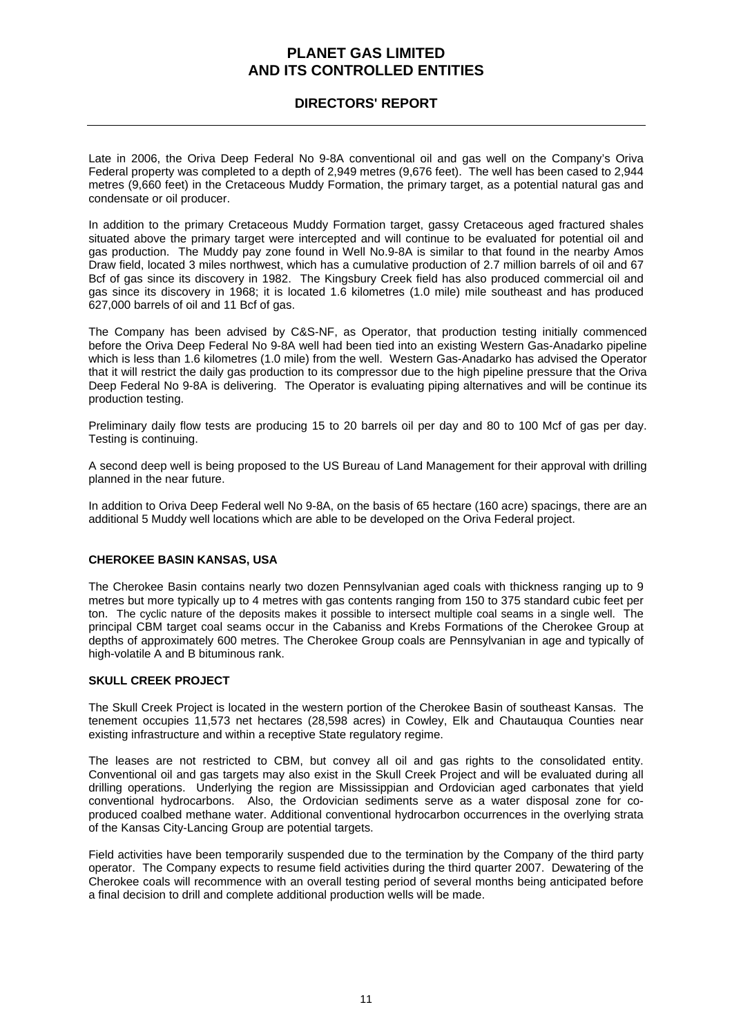Late in 2006, the Oriva Deep Federal No 9-8A conventional oil and gas well on the Company's Oriva Federal property was completed to a depth of 2,949 metres (9,676 feet). The well has been cased to 2,944 metres (9,660 feet) in the Cretaceous Muddy Formation, the primary target, as a potential natural gas and condensate or oil producer.

In addition to the primary Cretaceous Muddy Formation target, gassy Cretaceous aged fractured shales situated above the primary target were intercepted and will continue to be evaluated for potential oil and gas production. The Muddy pay zone found in Well No.9-8A is similar to that found in the nearby Amos Draw field, located 3 miles northwest, which has a cumulative production of 2.7 million barrels of oil and 67 Bcf of gas since its discovery in 1982. The Kingsbury Creek field has also produced commercial oil and gas since its discovery in 1968; it is located 1.6 kilometres (1.0 mile) mile southeast and has produced 627,000 barrels of oil and 11 Bcf of gas.

The Company has been advised by C&S-NF, as Operator, that production testing initially commenced before the Oriva Deep Federal No 9-8A well had been tied into an existing Western Gas-Anadarko pipeline which is less than 1.6 kilometres (1.0 mile) from the well. Western Gas-Anadarko has advised the Operator that it will restrict the daily gas production to its compressor due to the high pipeline pressure that the Oriva Deep Federal No 9-8A is delivering. The Operator is evaluating piping alternatives and will be continue its production testing.

Preliminary daily flow tests are producing 15 to 20 barrels oil per day and 80 to 100 Mcf of gas per day. Testing is continuing.

A second deep well is being proposed to the US Bureau of Land Management for their approval with drilling planned in the near future.

In addition to Oriva Deep Federal well No 9-8A, on the basis of 65 hectare (160 acre) spacings, there are an additional 5 Muddy well locations which are able to be developed on the Oriva Federal project.

## CHEROKEE BASIN KANSAS, USA

The Cherokee Basin contains nearly two dozen Pennsylvanian aged coals with thickness ranging up to 9 metres but more typically up to 4 metres with gas contents ranging from 150 to 375 standard cubic feet per ton. The cyclic nature of the deposits makes it possible to intersect multiple coal seams in a single well. The principal CBM target coal seams occur in the Cabaniss and Krebs Formations of the Cherokee Group at depths of approximately 600 metres. The Cherokee Group coals are Pennsylvanian in age and typically of high-volatile A and B bituminous rank.

## SKULL CREEK PROJECT

The Skull Creek Project is located in the western portion of the Cherokee Basin of southeast Kansas. The tenement occupies 11,573 net hectares (28,598 acres) in Cowley, Elk and Chautauqua Counties near existing infrastructure and within a receptive State regulatory regime.

The leases are not restricted to CBM, but convey all oil and gas rights to the consolidated entity. Conventional oil and gas targets may also exist in the Skull Creek Project and will be evaluated during all drilling operations. Underlying the region are Mississippian and Ordovician aged carbonates that yield conventional hydrocarbons. Also, the Ordovician sediments serve as a water disposal zone for co-produced coalbed methane water. Additional conventional hydrocarbon occurrences in the overlying strata of the Kansas City-Lancing Group are potential targets.

Field activities have been temporarily suspended due to the termination by the Company of the third party operator. The Company expects to resume field activities during the third quarter 2007. Dewatering of the Cherokee coals will recommence with an overall testing period of several months being anticipated before a final decision to drill and complete additional production wells will be made.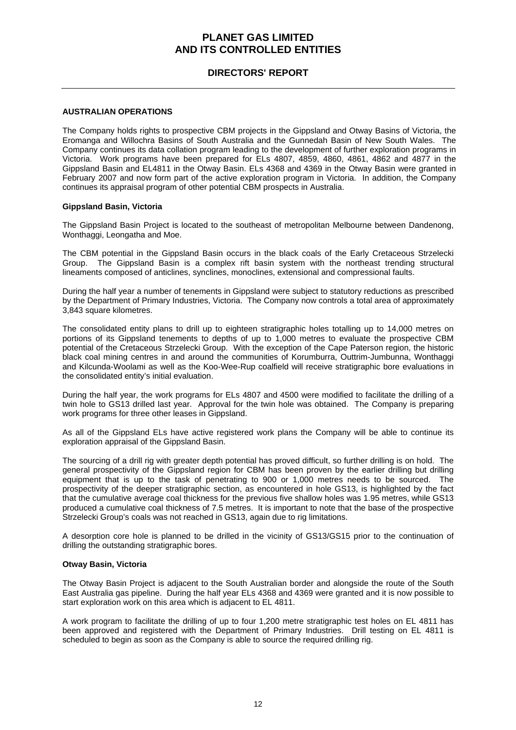## AUSTRALIAN OPERATIONS

The Company holds rights to prospective CBM projects in the Gippsland and Otway Basins of Victoria, the Eromanga and Willochra Basins of South Australia and the Gunnedah Basin of New South Wales. The Company continues its data collation program leading to the development of further exploration programs in Victoria. Work programs have been prepared for ELs 4807, 4859, 4860, 4861, 4862 and 4877 in the Gippsland Basin and EL4811 in the Otway Basin. ELs 4368 and 4369 in the Otway Basin were granted in February 2007 and now form part of the active exploration program in Victoria. In addition, the Company continues its appraisal program of other potential CBM prospects in Australia.

### Gippsland Basin, Victoria

The Gippsland Basin Project is located to the southeast of metropolitan Melbourne between Dandenong, Wonthaggi, Leongatha and Moe.

The CBM potential in the Gippsland Basin occurs in the black coals of the Early Cretaceous Strzelecki Group. The Gippsland Basin is a complex rift basin system with the northeast trending structural lineaments composed of anticlines, synclines, monoclines, extensional and compressional faults.

During the half year a number of tenements in Gippsland were subject to statutory reductions as prescribed by the Department of Primary Industries, Victoria. The Company now controls a total area of approximately 3,843 square kilometres.

The consolidated entity plans to drill up to eighteen stratigraphic holes totalling up to 14,000 metres on portions of its Gippsland tenements to depths of up to 1,000 metres to evaluate the prospective CBM potential of the Cretaceous Strzelecki Group. With the exception of the Cape Paterson region, the historic black coal mining centres in and around the communities of Korumburra, Outtrim-Jumbunna, Wonthaggi and Kilcunda-Woolami as well as the Koo-Wee-Rup coalfield will receive stratigraphic bore evaluations in the consolidated entity's initial evaluation.

During the half year, the work programs for ELs 4807 and 4500 were modified to facilitate the drilling of a twin hole to GS13 drilled last year. Approval for the twin hole was obtained. The Company is preparing work programs for three other leases in Gippsland.

As all of the Gippsland ELs have active registered work plans the Company will be able to continue its exploration appraisal of the Gippsland Basin.

The sourcing of a drill rig with greater depth potential has proved difficult, so further drilling is on hold. The general prospectivity of the Gippsland region for CBM has been proven by the earlier drilling but drilling equipment that is up to the task of penetrating to 900 or 1,000 metres needs to be sourced. The prospectivity of the deeper stratigraphic section, as encountered in hole GS13, is highlighted by the fact that the cumulative average coal thickness for the previous five shallow holes was 1.95 metres, while GS13 produced a cumulative coal thickness of 7.5 metres. It is important to note that the base of the prospective Strzelecki Group's coals was not reached in GS13, again due to rig limitations.

A desorption core hole is planned to be drilled in the vicinity of GS13/GS15 prior to the continuation of drilling the outstanding stratigraphic bores.

### Otway Basin, Victoria

The Otway Basin Project is adjacent to the South Australian border and alongside the route of the South East Australia gas pipeline. During the half year ELs 4368 and 4369 were granted and it is now possible to start exploration work on this area which is adjacent to EL 4811.

A work program to facilitate the drilling of up to four 1,200 metre stratigraphic test holes on EL 4811 has been approved and registered with the Department of Primary Industries. Drill testing on EL 4811 is scheduled to begin as soon as the Company is able to source the required drilling rig.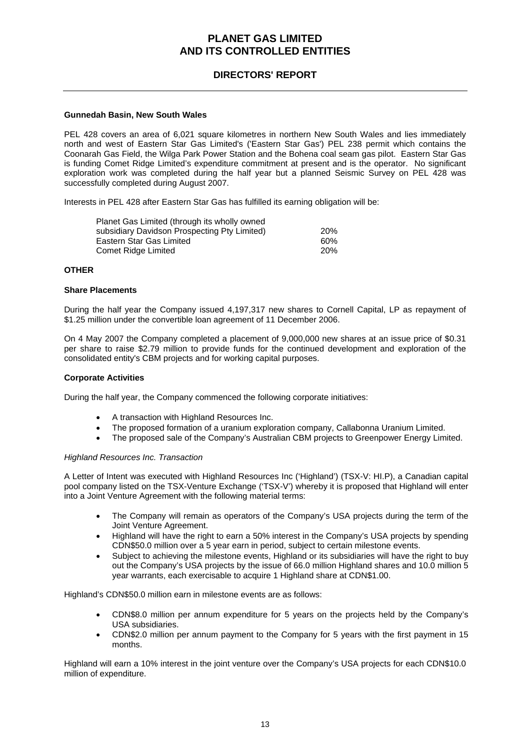## Gunnedah Basin, New South Wales

PEL 428 covers an area of 6,021 square kilometres in northern New South Wales and lies immediately north and west of Eastern Star Gas Limited's ('Eastern Star Gas') PEL 238 permit which contains the Coonarah Gas Field, the Wilga Park Power Station and the Bohena coal seam gas pilot. Eastern Star Gas is funding Comet Ridge Limited's expenditure commitment at present and is the operator. No significant exploration work was completed during the half year but a planned Seismic Survey on PEL 428 was successfully completed during August 2007.

Interests in PEL 428 after Eastern Star Gas has fulfilled its earning obligation will be:

| | |
|---|---|
| Planet Gas Limited (through its wholly owned subsidiary Davidson Prospecting Pty Limited) | 20% |
| Eastern Star Gas Limited | 60% |
| Comet Ridge Limited | 20% |

## OTHER

### Share Placements

During the half year the Company issued 4,197,317 new shares to Cornell Capital, LP as repayment of $1.25 million under the convertible loan agreement of 11 December 2006.

On 4 May 2007 the Company completed a placement of 9,000,000 new shares at an issue price of $0.31 per share to raise $2.79 million to provide funds for the continued development and exploration of the consolidated entity's CBM projects and for working capital purposes.

### Corporate Activities

During the half year, the Company commenced the following corporate initiatives:

- A transaction with Highland Resources Inc.
- The proposed formation of a uranium exploration company, Callabonna Uranium Limited.
- The proposed sale of the Company's Australian CBM projects to Greenpower Energy Limited.

*Highland Resources Inc. Transaction*

A Letter of Intent was executed with Highland Resources Inc ('Highland') (TSX-V: HI.P), a Canadian capital pool company listed on the TSX-Venture Exchange ('TSX-V') whereby it is proposed that Highland will enter into a Joint Venture Agreement with the following material terms:

- The Company will remain as operators of the Company's USA projects during the term of the Joint Venture Agreement.
- Highland will have the right to earn a 50% interest in the Company's USA projects by spending CDN$50.0 million over a 5 year earn in period, subject to certain milestone events.
- Subject to achieving the milestone events, Highland or its subsidiaries will have the right to buy out the Company's USA projects by the issue of 66.0 million Highland shares and 10.0 million 5 year warrants, each exercisable to acquire 1 Highland share at CDN$1.00.

Highland's CDN$50.0 million earn in milestone events are as follows:

- CDN$8.0 million per annum expenditure for 5 years on the projects held by the Company's USA subsidiaries.
- CDN$2.0 million per annum payment to the Company for 5 years with the first payment in 15 months.

Highland will earn a 10% interest in the joint venture over the Company's USA projects for each CDN$10.0 million of expenditure.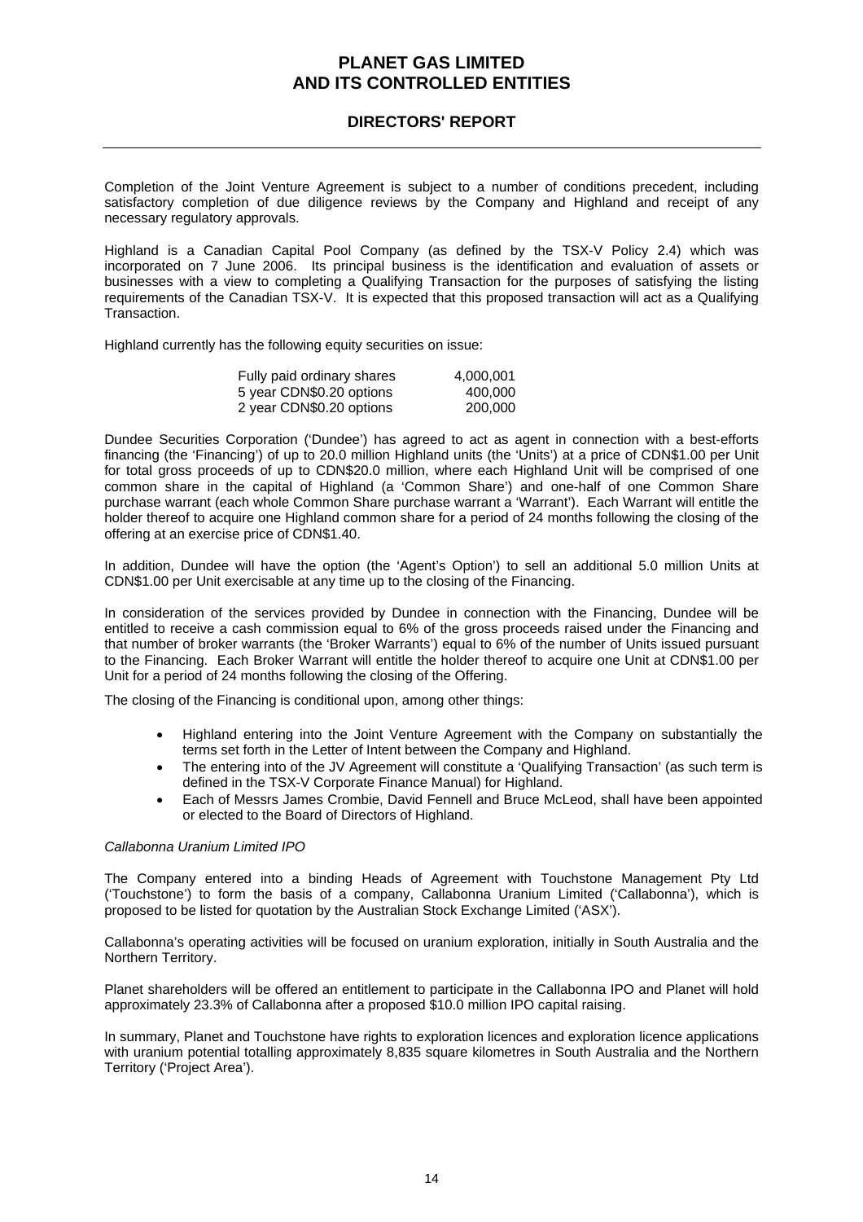Completion of the Joint Venture Agreement is subject to a number of conditions precedent, including satisfactory completion of due diligence reviews by the Company and Highland and receipt of any necessary regulatory approvals.

Highland is a Canadian Capital Pool Company (as defined by the TSX-V Policy 2.4) which was incorporated on 7 June 2006. Its principal business is the identification and evaluation of assets or businesses with a view to completing a Qualifying Transaction for the purposes of satisfying the listing requirements of the Canadian TSX-V. It is expected that this proposed transaction will act as a Qualifying Transaction.

Highland currently has the following equity securities on issue:

| | |
|---|---|
| Fully paid ordinary shares | 4,000,001 |
| 5 year CDN$0.20 options | 400,000 |
| 2 year CDN$0.20 options | 200,000 |

Dundee Securities Corporation ('Dundee') has agreed to act as agent in connection with a best-efforts financing (the 'Financing') of up to 20.0 million Highland units (the 'Units') at a price of CDN$1.00 per Unit for total gross proceeds of up to CDN$20.0 million, where each Highland Unit will be comprised of one common share in the capital of Highland (a 'Common Share') and one-half of one Common Share purchase warrant (each whole Common Share purchase warrant a 'Warrant'). Each Warrant will entitle the holder thereof to acquire one Highland common share for a period of 24 months following the closing of the offering at an exercise price of CDN$1.40.

In addition, Dundee will have the option (the 'Agent's Option') to sell an additional 5.0 million Units at CDN$1.00 per Unit exercisable at any time up to the closing of the Financing.

In consideration of the services provided by Dundee in connection with the Financing, Dundee will be entitled to receive a cash commission equal to 6% of the gross proceeds raised under the Financing and that number of broker warrants (the 'Broker Warrants') equal to 6% of the number of Units issued pursuant to the Financing. Each Broker Warrant will entitle the holder thereof to acquire one Unit at CDN$1.00 per Unit for a period of 24 months following the closing of the Offering.

The closing of the Financing is conditional upon, among other things:

- Highland entering into the Joint Venture Agreement with the Company on substantially the terms set forth in the Letter of Intent between the Company and Highland.
- The entering into of the JV Agreement will constitute a 'Qualifying Transaction' (as such term is defined in the TSX-V Corporate Finance Manual) for Highland.
- Each of Messrs James Crombie, David Fennell and Bruce McLeod, shall have been appointed or elected to the Board of Directors of Highland.

*Callabonna Uranium Limited IPO*

The Company entered into a binding Heads of Agreement with Touchstone Management Pty Ltd ('Touchstone') to form the basis of a company, Callabonna Uranium Limited ('Callabonna'), which is proposed to be listed for quotation by the Australian Stock Exchange Limited ('ASX').

Callabonna's operating activities will be focused on uranium exploration, initially in South Australia and the Northern Territory.

Planet shareholders will be offered an entitlement to participate in the Callabonna IPO and Planet will hold approximately 23.3% of Callabonna after a proposed $10.0 million IPO capital raising.

In summary, Planet and Touchstone have rights to exploration licences and exploration licence applications with uranium potential totalling approximately 8,835 square kilometres in South Australia and the Northern Territory ('Project Area').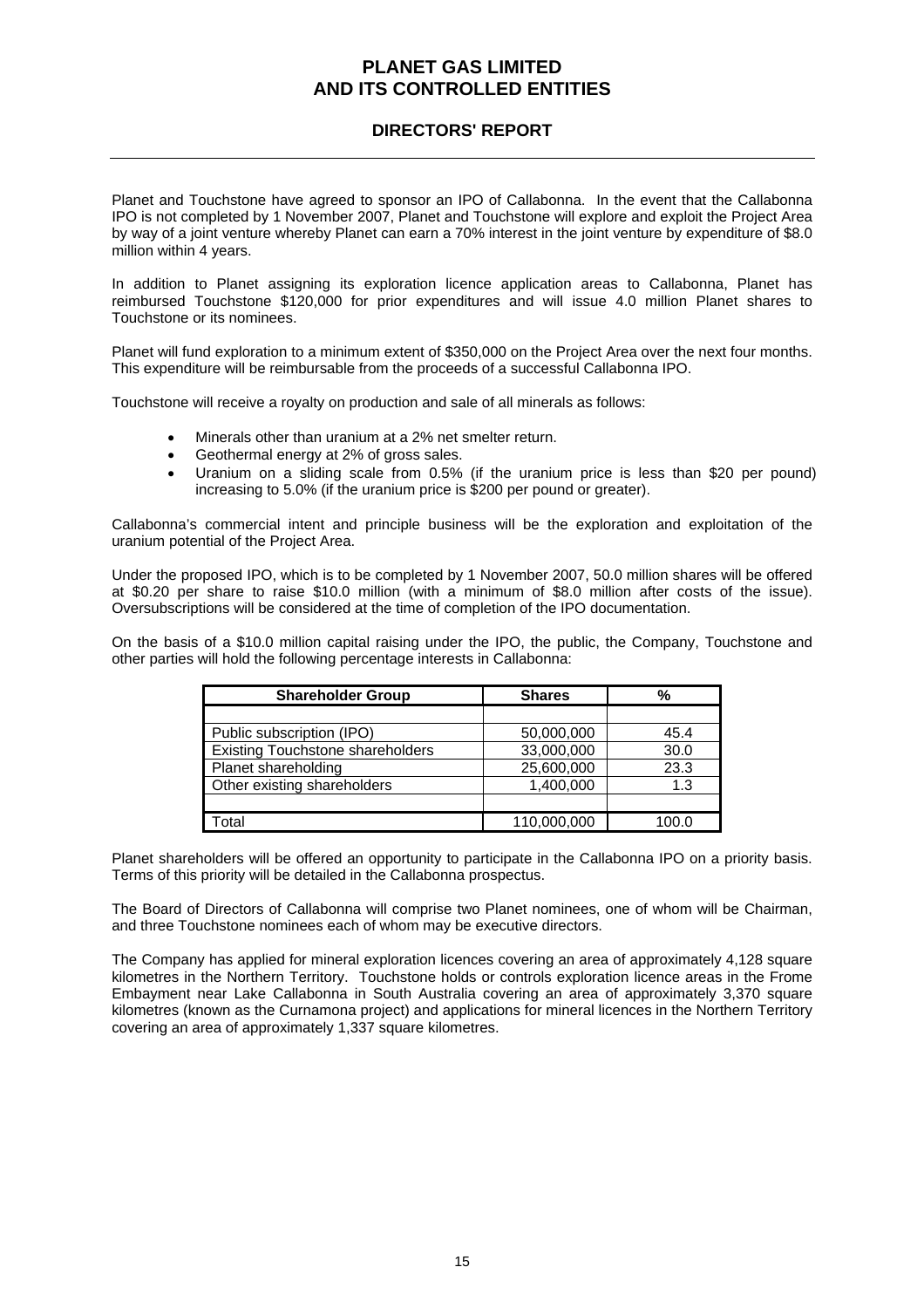Planet and Touchstone have agreed to sponsor an IPO of Callabonna. In the event that the Callabonna IPO is not completed by 1 November 2007, Planet and Touchstone will explore and exploit the Project Area by way of a joint venture whereby Planet can earn a 70% interest in the joint venture by expenditure of $8.0 million within 4 years.

In addition to Planet assigning its exploration licence application areas to Callabonna, Planet has reimbursed Touchstone $120,000 for prior expenditures and will issue 4.0 million Planet shares to Touchstone or its nominees.

Planet will fund exploration to a minimum extent of $350,000 on the Project Area over the next four months. This expenditure will be reimbursable from the proceeds of a successful Callabonna IPO.

Touchstone will receive a royalty on production and sale of all minerals as follows:

- Minerals other than uranium at a 2% net smelter return.
- Geothermal energy at 2% of gross sales.
- Uranium on a sliding scale from 0.5% (if the uranium price is less than $20 per pound) increasing to 5.0% (if the uranium price is $200 per pound or greater).

Callabonna's commercial intent and principle business will be the exploration and exploitation of the uranium potential of the Project Area.

Under the proposed IPO, which is to be completed by 1 November 2007, 50.0 million shares will be offered at $0.20 per share to raise $10.0 million (with a minimum of $8.0 million after costs of the issue). Oversubscriptions will be considered at the time of completion of the IPO documentation.

On the basis of a $10.0 million capital raising under the IPO, the public, the Company, Touchstone and other parties will hold the following percentage interests in Callabonna:

| Shareholder Group | Shares | % |
|---|---|---|
| | | |
| Public subscription (IPO) | 50,000,000 | 45.4 |
| Existing Touchstone shareholders | 33,000,000 | 30.0 |
| Planet shareholding | 25,600,000 | 23.3 |
| Other existing shareholders | 1,400,000 | 1.3 |
| | | |
| Total | 110,000,000 | 100.0 |

Planet shareholders will be offered an opportunity to participate in the Callabonna IPO on a priority basis. Terms of this priority will be detailed in the Callabonna prospectus.

The Board of Directors of Callabonna will comprise two Planet nominees, one of whom will be Chairman, and three Touchstone nominees each of whom may be executive directors.

The Company has applied for mineral exploration licences covering an area of approximately 4,128 square kilometres in the Northern Territory. Touchstone holds or controls exploration licence areas in the Frome Embayment near Lake Callabonna in South Australia covering an area of approximately 3,370 square kilometres (known as the Curnamona project) and applications for mineral licences in the Northern Territory covering an area of approximately 1,337 square kilometres.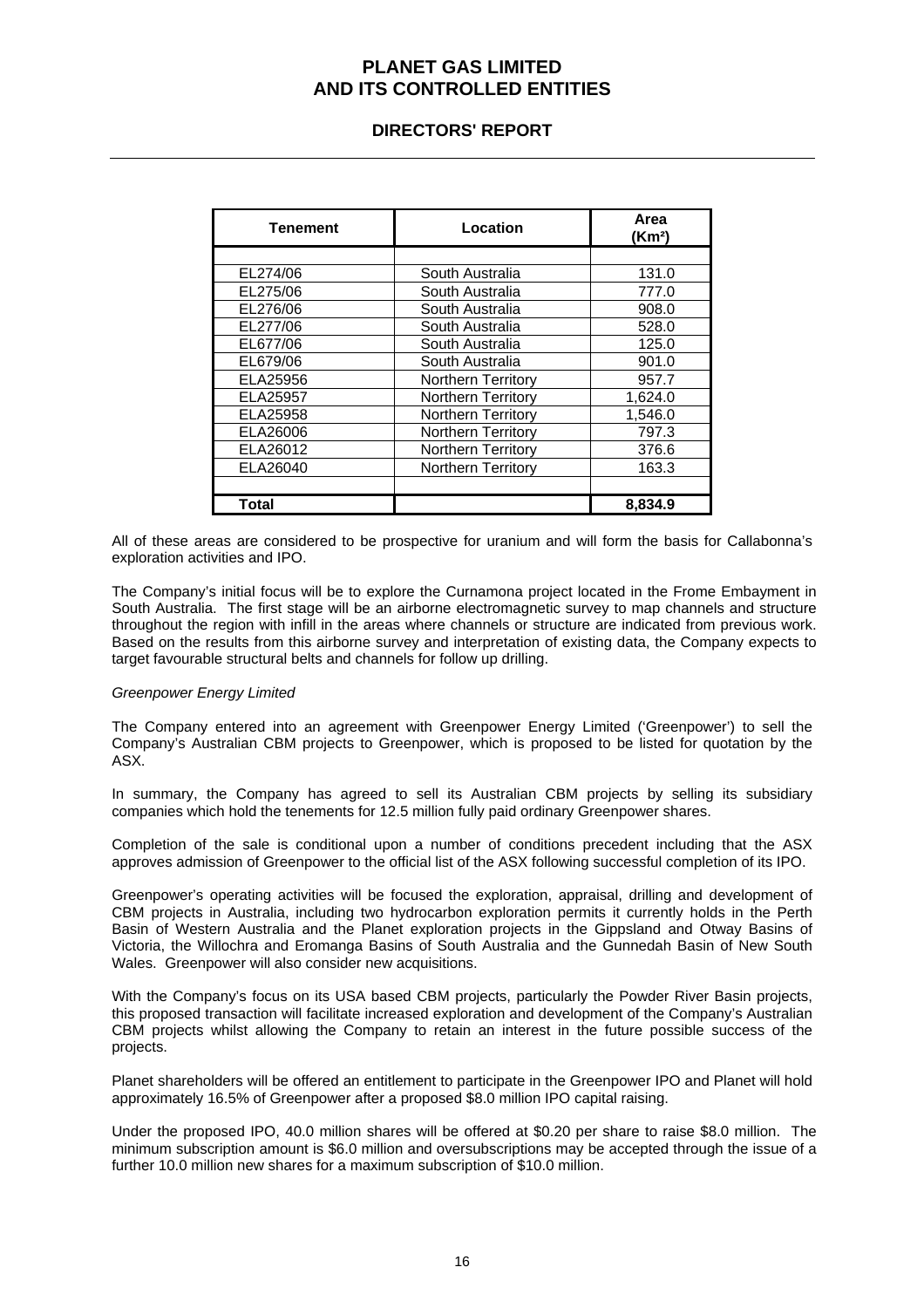| Tenement | Location | Area (Km²) |
|---|---|---|
| EL274/06 | South Australia | 131.0 |
| EL275/06 | South Australia | 777.0 |
| EL276/06 | South Australia | 908.0 |
| EL277/06 | South Australia | 528.0 |
| EL677/06 | South Australia | 125.0 |
| EL679/06 | South Australia | 901.0 |
| ELA25956 | Northern Territory | 957.7 |
| ELA25957 | Northern Territory | 1,624.0 |
| ELA25958 | Northern Territory | 1,546.0 |
| ELA26006 | Northern Territory | 797.3 |
| ELA26012 | Northern Territory | 376.6 |
| ELA26040 | Northern Territory | 163.3 |
| **Total** | | **8,834.9** |

All of these areas are considered to be prospective for uranium and will form the basis for Callabonna's exploration activities and IPO.

The Company's initial focus will be to explore the Curnamona project located in the Frome Embayment in South Australia. The first stage will be an airborne electromagnetic survey to map channels and structure throughout the region with infill in the areas where channels or structure are indicated from previous work. Based on the results from this airborne survey and interpretation of existing data, the Company expects to target favourable structural belts and channels for follow up drilling.

*Greenpower Energy Limited*

The Company entered into an agreement with Greenpower Energy Limited ('Greenpower') to sell the Company's Australian CBM projects to Greenpower, which is proposed to be listed for quotation by the ASX.

In summary, the Company has agreed to sell its Australian CBM projects by selling its subsidiary companies which hold the tenements for 12.5 million fully paid ordinary Greenpower shares.

Completion of the sale is conditional upon a number of conditions precedent including that the ASX approves admission of Greenpower to the official list of the ASX following successful completion of its IPO.

Greenpower's operating activities will be focused the exploration, appraisal, drilling and development of CBM projects in Australia, including two hydrocarbon exploration permits it currently holds in the Perth Basin of Western Australia and the Planet exploration projects in the Gippsland and Otway Basins of Victoria, the Willochra and Eromanga Basins of South Australia and the Gunnedah Basin of New South Wales. Greenpower will also consider new acquisitions.

With the Company's focus on its USA based CBM projects, particularly the Powder River Basin projects, this proposed transaction will facilitate increased exploration and development of the Company's Australian CBM projects whilst allowing the Company to retain an interest in the future possible success of the projects.

Planet shareholders will be offered an entitlement to participate in the Greenpower IPO and Planet will hold approximately 16.5% of Greenpower after a proposed $8.0 million IPO capital raising.

Under the proposed IPO, 40.0 million shares will be offered at $0.20 per share to raise $8.0 million. The minimum subscription amount is $6.0 million and oversubscriptions may be accepted through the issue of a further 10.0 million new shares for a maximum subscription of $10.0 million.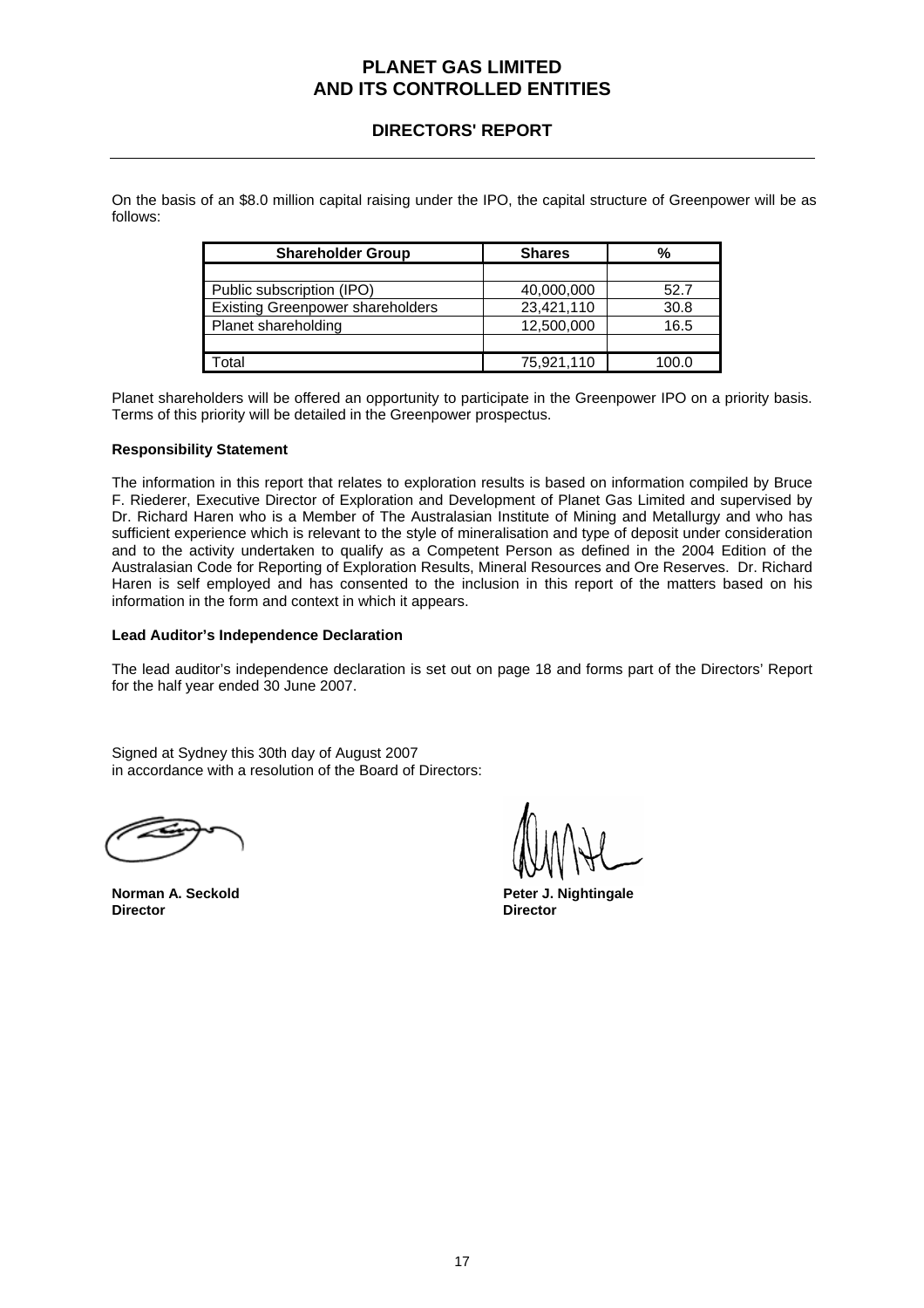On the basis of an $8.0 million capital raising under the IPO, the capital structure of Greenpower will be as follows:

| Shareholder Group | Shares | % |
|---|---|---|
| Public subscription (IPO) | 40,000,000 | 52.7 |
| Existing Greenpower shareholders | 23,421,110 | 30.8 |
| Planet shareholding | 12,500,000 | 16.5 |
| Total | 75,921,110 | 100.0 |

Planet shareholders will be offered an opportunity to participate in the Greenpower IPO on a priority basis. Terms of this priority will be detailed in the Greenpower prospectus.

**Responsibility Statement**

The information in this report that relates to exploration results is based on information compiled by Bruce F. Riederer, Executive Director of Exploration and Development of Planet Gas Limited and supervised by Dr. Richard Haren who is a Member of The Australasian Institute of Mining and Metallurgy and who has sufficient experience which is relevant to the style of mineralisation and type of deposit under consideration and to the activity undertaken to qualify as a Competent Person as defined in the 2004 Edition of the Australasian Code for Reporting of Exploration Results, Mineral Resources and Ore Reserves. Dr. Richard Haren is self employed and has consented to the inclusion in this report of the matters based on his information in the form and context in which it appears.

**Lead Auditor's Independence Declaration**

The lead auditor's independence declaration is set out on page 18 and forms part of the Directors' Report for the half year ended 30 June 2007.

Signed at Sydney this 30th day of August 2007
in accordance with a resolution of the Board of Directors:

**Norman A. Seckold**
**Director**

**Peter J. Nightingale**
**Director**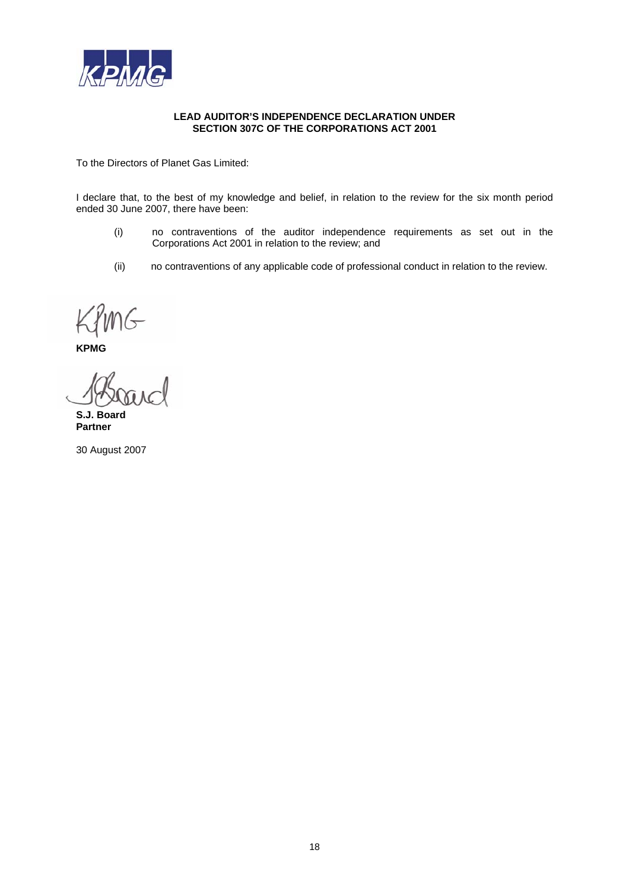**LEAD AUDITOR'S INDEPENDENCE DECLARATION UNDER SECTION 307C OF THE CORPORATIONS ACT 2001**

To the Directors of Planet Gas Limited:

I declare that, to the best of my knowledge and belief, in relation to the review for the six month period ended 30 June 2007, there have been:

(i) no contraventions of the auditor independence requirements as set out in the Corporations Act 2001 in relation to the review; and

(ii) no contraventions of any applicable code of professional conduct in relation to the review.

**KPMG**

**S.J. Board**
**Partner**

30 August 2007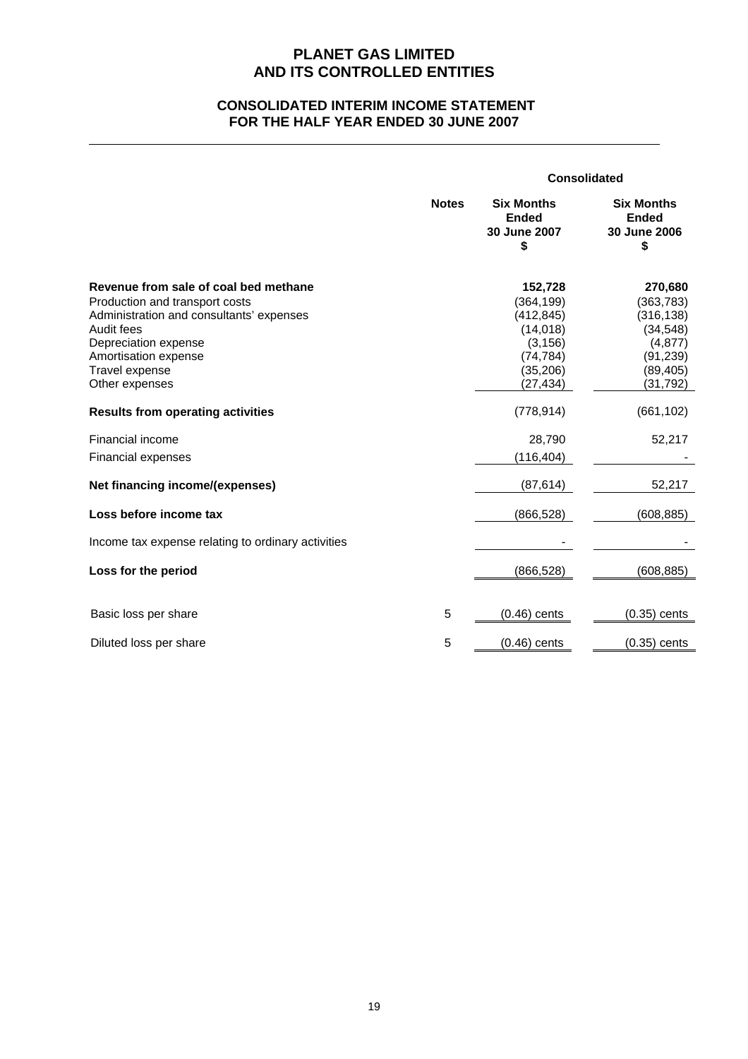# PLANET GAS LIMITED
# AND ITS CONTROLLED ENTITIES

## CONSOLIDATED INTERIM INCOME STATEMENT
## FOR THE HALF YEAR ENDED 30 JUNE 2007

| | Notes | Consolidated | |
|---|---|---|---|
| | | **Six Months Ended 30 June 2007 $** | **Six Months Ended 30 June 2006 $** |
| **Revenue from sale of coal bed methane** | | **152,728** | **270,680** |
| Production and transport costs | | (364,199) | (363,783) |
| Administration and consultants' expenses | | (412,845) | (316,138) |
| Audit fees | | (14,018) | (34,548) |
| Depreciation expense | | (3,156) | (4,877) |
| Amortisation expense | | (74,784) | (91,239) |
| Travel expense | | (35,206) | (89,405) |
| Other expenses | | (27,434) | (31,792) |
| **Results from operating activities** | | (778,914) | (661,102) |
| Financial income | | 28,790 | 52,217 |
| Financial expenses | | (116,404) | - |
| **Net financing income/(expenses)** | | (87,614) | 52,217 |
| **Loss before income tax** | | (866,528) | (608,885) |
| Income tax expense relating to ordinary activities | | - | - |
| **Loss for the period** | | (866,528) | (608,885) |
| Basic loss per share | 5 | (0.46) cents | (0.35) cents |
| Diluted loss per share | 5 | (0.46) cents | (0.35) cents |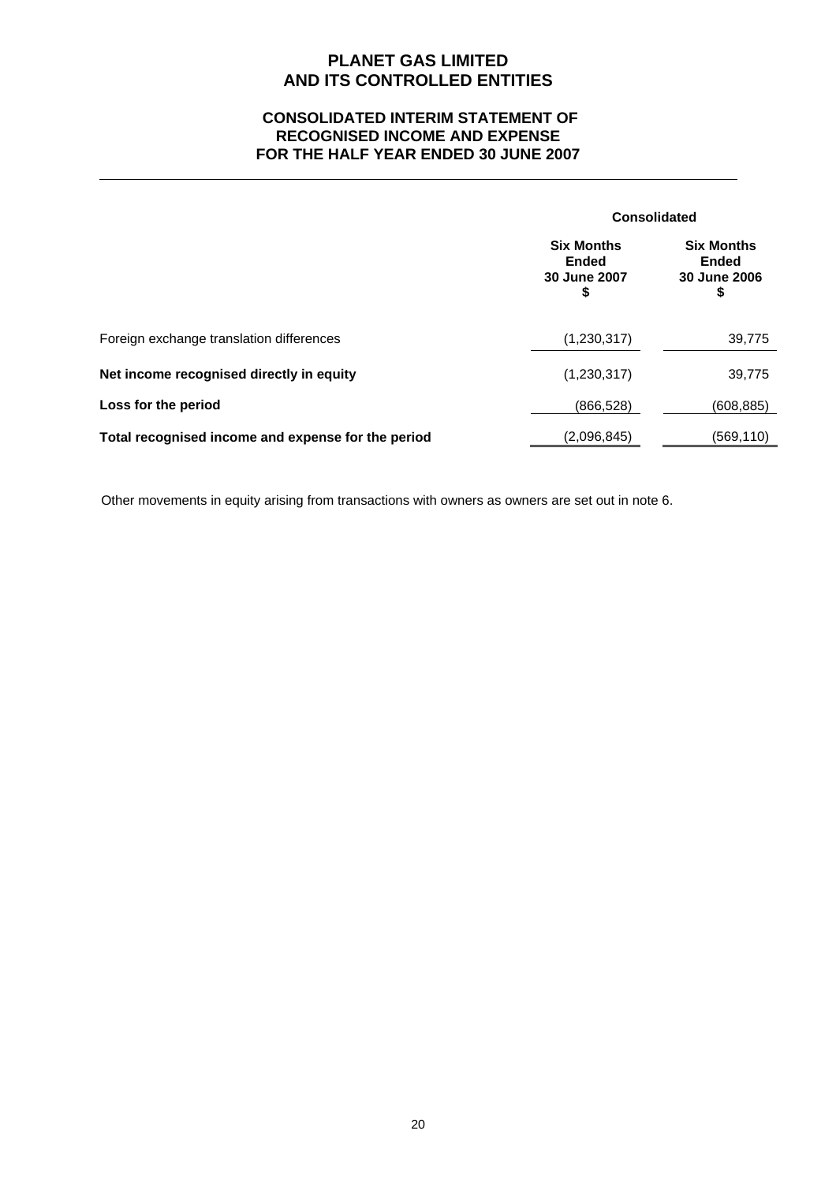# PLANET GAS LIMITED
# AND ITS CONTROLLED ENTITIES

## CONSOLIDATED INTERIM STATEMENT OF RECOGNISED INCOME AND EXPENSE FOR THE HALF YEAR ENDED 30 JUNE 2007

| | Consolidated | |
|---|---|---|
| | **Six Months Ended 30 June 2007 $** | **Six Months Ended 30 June 2006 $** |
| Foreign exchange translation differences | (1,230,317) | 39,775 |
| **Net income recognised directly in equity** | (1,230,317) | 39,775 |
| **Loss for the period** | (866,528) | (608,885) |
| **Total recognised income and expense for the period** | (2,096,845) | (569,110) |

Other movements in equity arising from transactions with owners as owners are set out in note 6.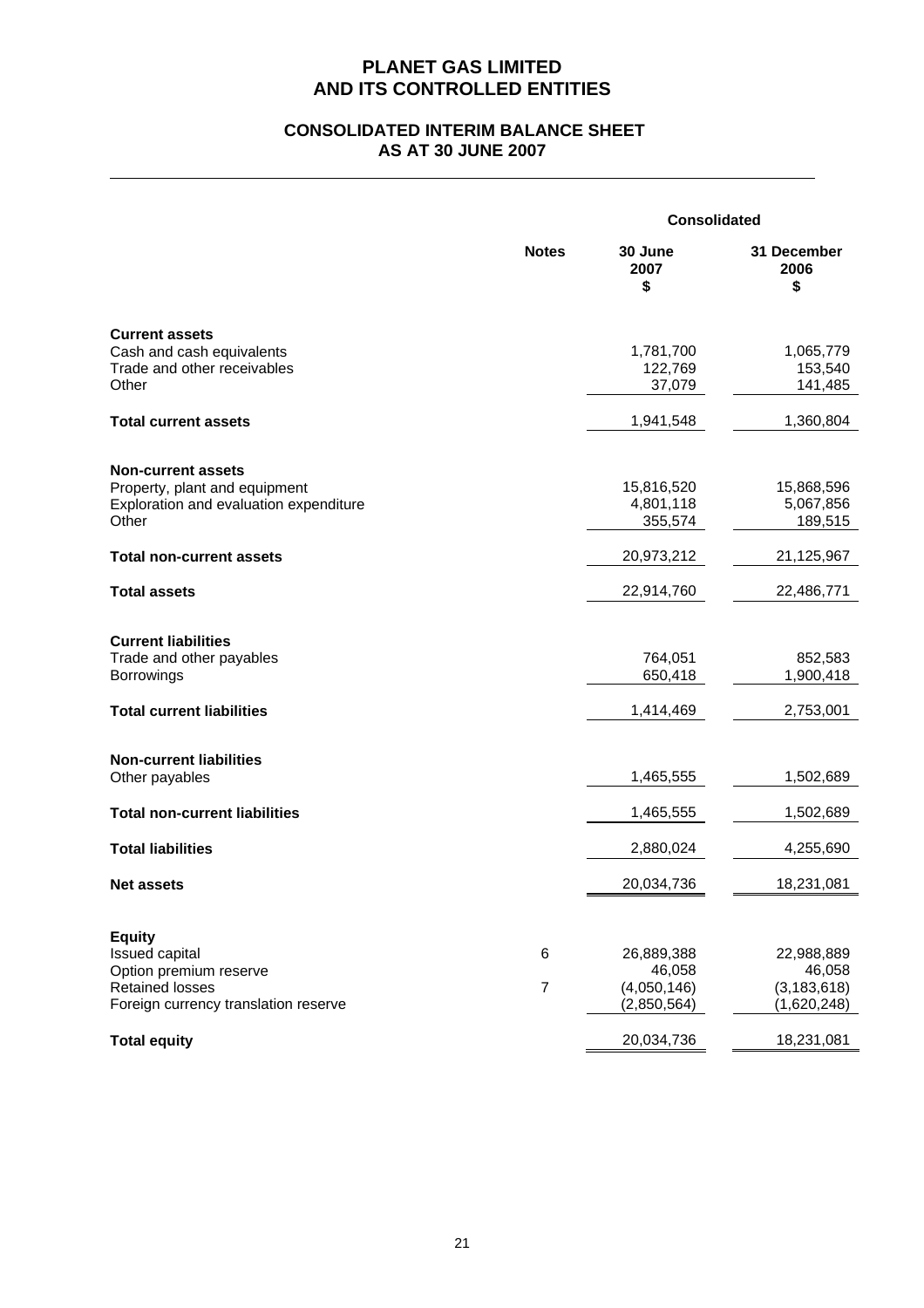# PLANET GAS LIMITED
# AND ITS CONTROLLED ENTITIES

## CONSOLIDATED INTERIM BALANCE SHEET
## AS AT 30 JUNE 2007

| | Notes | Consolidated | |
|---|---|---|---|
| | | **30 June 2007 $** | **31 December 2006 $** |
| **Current assets** | | | |
| Cash and cash equivalents | | 1,781,700 | 1,065,779 |
| Trade and other receivables | | 122,769 | 153,540 |
| Other | | 37,079 | 141,485 |
| **Total current assets** | | 1,941,548 | 1,360,804 |
| **Non-current assets** | | | |
| Property, plant and equipment | | 15,816,520 | 15,868,596 |
| Exploration and evaluation expenditure | | 4,801,118 | 5,067,856 |
| Other | | 355,574 | 189,515 |
| **Total non-current assets** | | 20,973,212 | 21,125,967 |
| **Total assets** | | 22,914,760 | 22,486,771 |
| **Current liabilities** | | | |
| Trade and other payables | | 764,051 | 852,583 |
| Borrowings | | 650,418 | 1,900,418 |
| **Total current liabilities** | | 1,414,469 | 2,753,001 |
| **Non-current liabilities** | | | |
| Other payables | | 1,465,555 | 1,502,689 |
| **Total non-current liabilities** | | 1,465,555 | 1,502,689 |
| **Total liabilities** | | 2,880,024 | 4,255,690 |
| **Net assets** | | 20,034,736 | 18,231,081 |
| **Equity** | | | |
| Issued capital | 6 | 26,889,388 | 22,988,889 |
| Option premium reserve | | 46,058 | 46,058 |
| Retained losses | 7 | (4,050,146) | (3,183,618) |
| Foreign currency translation reserve | | (2,850,564) | (1,620,248) |
| **Total equity** | | 20,034,736 | 18,231,081 |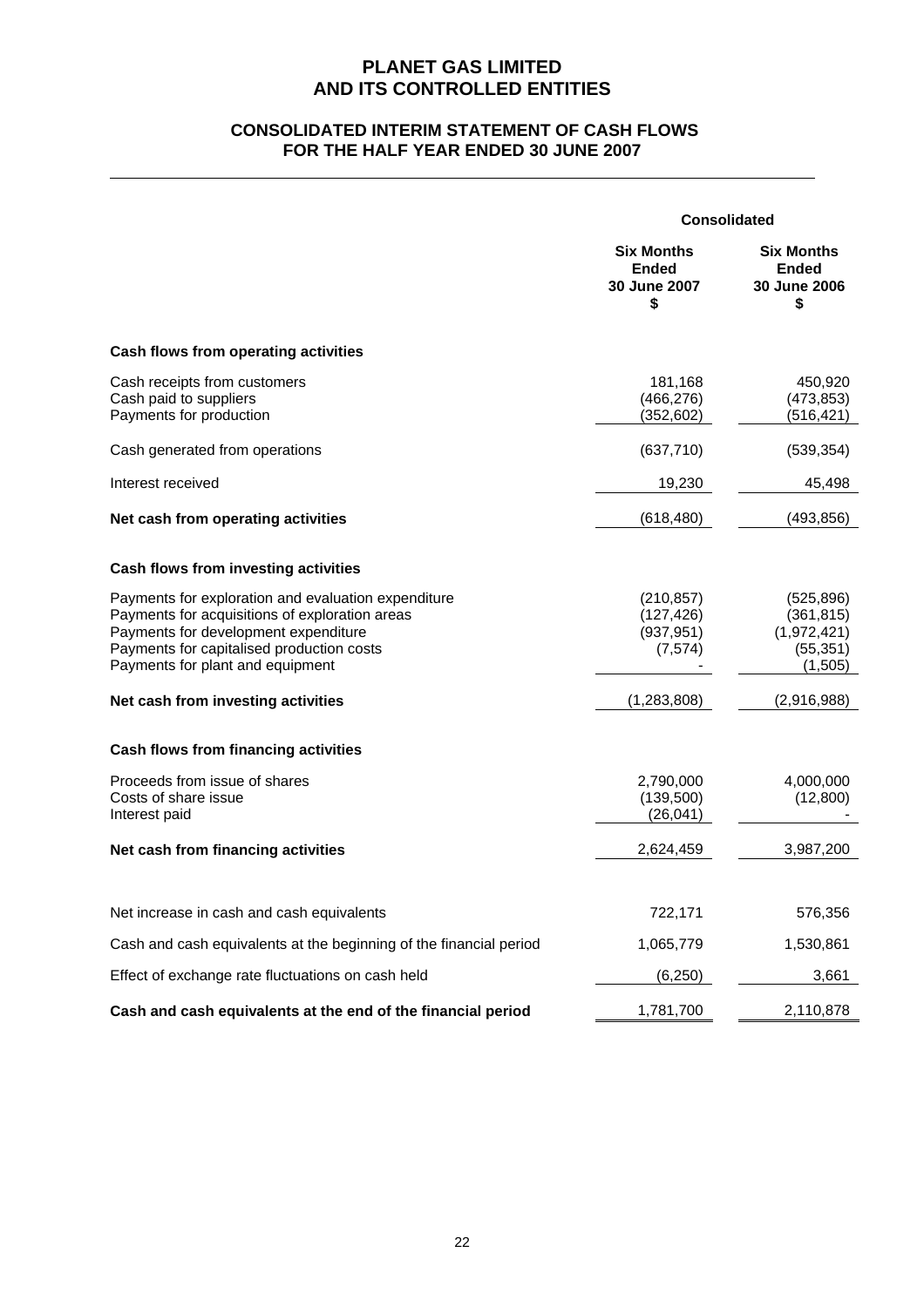# PLANET GAS LIMITED
# AND ITS CONTROLLED ENTITIES

## CONSOLIDATED INTERIM STATEMENT OF CASH FLOWS
## FOR THE HALF YEAR ENDED 30 JUNE 2007

| | Consolidated | |
|---|---|---|
| | **Six Months Ended 30 June 2007 $** | **Six Months Ended 30 June 2006 $** |
| **Cash flows from operating activities** | | |
| Cash receipts from customers | 181,168 | 450,920 |
| Cash paid to suppliers | (466,276) | (473,853) |
| Payments for production | (352,602) | (516,421) |
| Cash generated from operations | (637,710) | (539,354) |
| Interest received | 19,230 | 45,498 |
| **Net cash from operating activities** | (618,480) | (493,856) |
| **Cash flows from investing activities** | | |
| Payments for exploration and evaluation expenditure | (210,857) | (525,896) |
| Payments for acquisitions of exploration areas | (127,426) | (361,815) |
| Payments for development expenditure | (937,951) | (1,972,421) |
| Payments for capitalised production costs | (7,574) | (55,351) |
| Payments for plant and equipment | - | (1,505) |
| **Net cash from investing activities** | (1,283,808) | (2,916,988) |
| **Cash flows from financing activities** | | |
| Proceeds from issue of shares | 2,790,000 | 4,000,000 |
| Costs of share issue | (139,500) | (12,800) |
| Interest paid | (26,041) | - |
| **Net cash from financing activities** | 2,624,459 | 3,987,200 |
| Net increase in cash and cash equivalents | 722,171 | 576,356 |
| Cash and cash equivalents at the beginning of the financial period | 1,065,779 | 1,530,861 |
| Effect of exchange rate fluctuations on cash held | (6,250) | 3,661 |
| **Cash and cash equivalents at the end of the financial period** | 1,781,700 | 2,110,878 |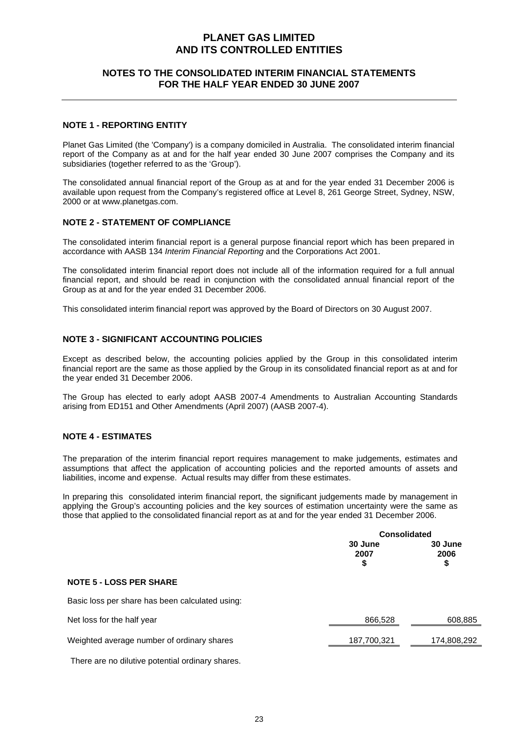# PLANET GAS LIMITED
# AND ITS CONTROLLED ENTITIES

## NOTES TO THE CONSOLIDATED INTERIM FINANCIAL STATEMENTS FOR THE HALF YEAR ENDED 30 JUNE 2007

### NOTE 1 - REPORTING ENTITY

Planet Gas Limited (the 'Company') is a company domiciled in Australia. The consolidated interim financial report of the Company as at and for the half year ended 30 June 2007 comprises the Company and its subsidiaries (together referred to as the 'Group').

The consolidated annual financial report of the Group as at and for the year ended 31 December 2006 is available upon request from the Company's registered office at Level 8, 261 George Street, Sydney, NSW, 2000 or at www.planetgas.com.

### NOTE 2 - STATEMENT OF COMPLIANCE

The consolidated interim financial report is a general purpose financial report which has been prepared in accordance with AASB 134 *Interim Financial Reporting* and the Corporations Act 2001.

The consolidated interim financial report does not include all of the information required for a full annual financial report, and should be read in conjunction with the consolidated annual financial report of the Group as at and for the year ended 31 December 2006.

This consolidated interim financial report was approved by the Board of Directors on 30 August 2007.

### NOTE 3 - SIGNIFICANT ACCOUNTING POLICIES

Except as described below, the accounting policies applied by the Group in this consolidated interim financial report are the same as those applied by the Group in its consolidated financial report as at and for the year ended 31 December 2006.

The Group has elected to early adopt AASB 2007-4 Amendments to Australian Accounting Standards arising from ED151 and Other Amendments (April 2007) (AASB 2007-4).

### NOTE 4 - ESTIMATES

The preparation of the interim financial report requires management to make judgements, estimates and assumptions that affect the application of accounting policies and the reported amounts of assets and liabilities, income and expense. Actual results may differ from these estimates.

In preparing this consolidated interim financial report, the significant judgements made by management in applying the Group's accounting policies and the key sources of estimation uncertainty were the same as those that applied to the consolidated financial report as at and for the year ended 31 December 2006.

| | Consolidated | |
|---|---|---|
| | 30 June 2007 $ | 30 June 2006 $ |
| **NOTE 5 - LOSS PER SHARE** | | |
| Basic loss per share has been calculated using: | | |
| Net loss for the half year | 866,528 | 608,885 |
| Weighted average number of ordinary shares | 187,700,321 | 174,808,292 |

There are no dilutive potential ordinary shares.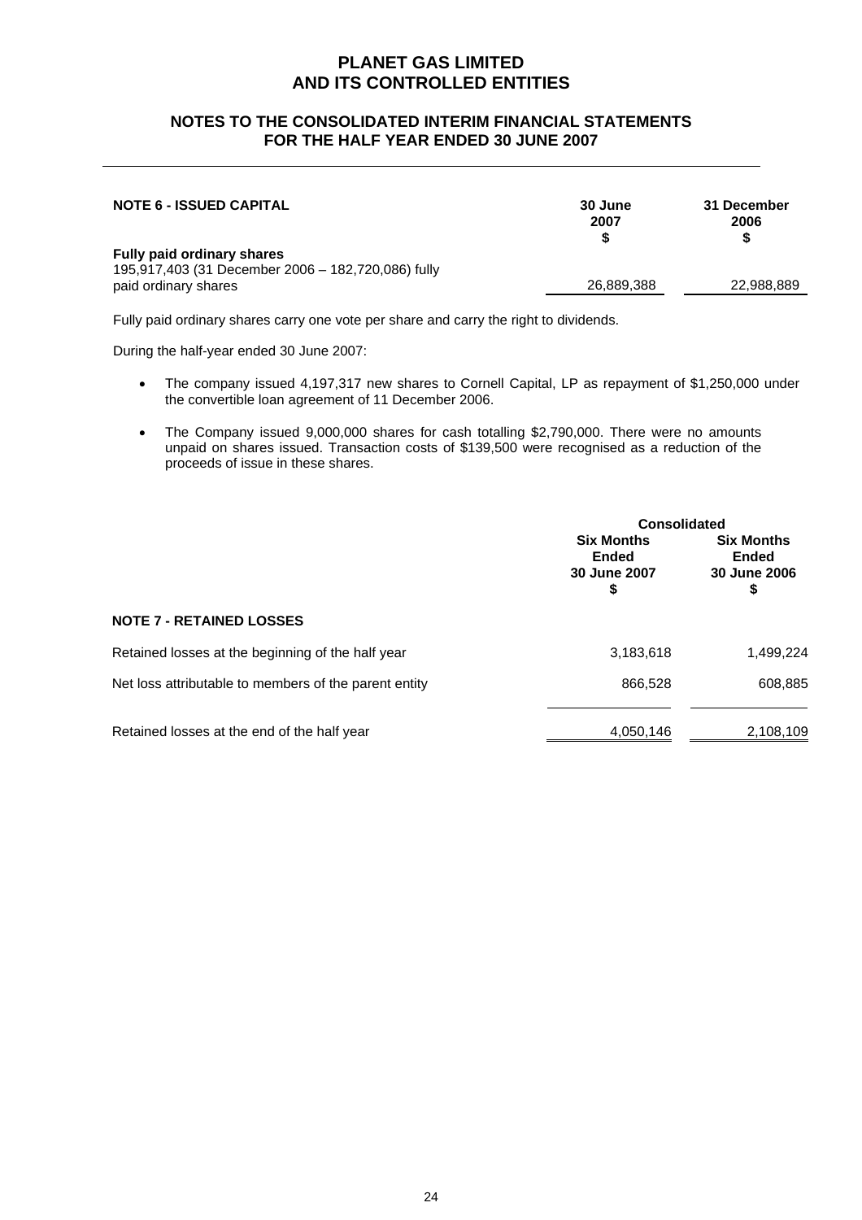# PLANET GAS LIMITED
# AND ITS CONTROLLED ENTITIES

## NOTES TO THE CONSOLIDATED INTERIM FINANCIAL STATEMENTS FOR THE HALF YEAR ENDED 30 JUNE 2007

| NOTE 6 - ISSUED CAPITAL | 30 June 2007 $ | 31 December 2006 $ |
|---|---|---|
| **Fully paid ordinary shares** | | |
| 195,917,403 (31 December 2006 – 182,720,086) fully paid ordinary shares | 26,889,388 | 22,988,889 |

Fully paid ordinary shares carry one vote per share and carry the right to dividends.

During the half-year ended 30 June 2007:

- The company issued 4,197,317 new shares to Cornell Capital, LP as repayment of $1,250,000 under the convertible loan agreement of 11 December 2006.
- The Company issued 9,000,000 shares for cash totalling $2,790,000. There were no amounts unpaid on shares issued. Transaction costs of $139,500 were recognised as a reduction of the proceeds of issue in these shares.

| | Consolidated | |
|---|---|---|
| | Six Months Ended 30 June 2007 $ | Six Months Ended 30 June 2006 $ |
| **NOTE 7 - RETAINED LOSSES** | | |
| Retained losses at the beginning of the half year | 3,183,618 | 1,499,224 |
| Net loss attributable to members of the parent entity | 866,528 | 608,885 |
| Retained losses at the end of the half year | 4,050,146 | 2,108,109 |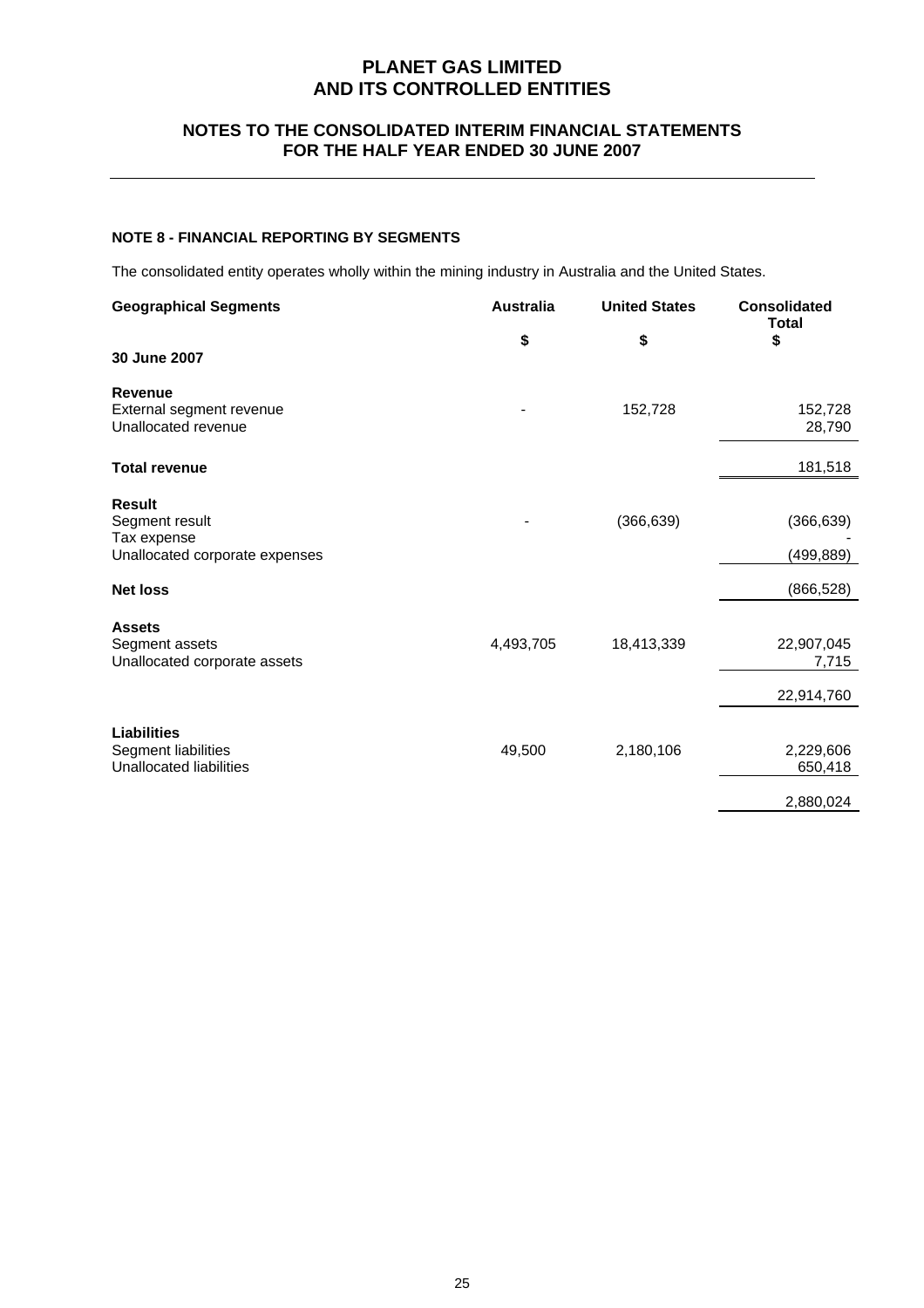# PLANET GAS LIMITED
# AND ITS CONTROLLED ENTITIES

## NOTES TO THE CONSOLIDATED INTERIM FINANCIAL STATEMENTS
## FOR THE HALF YEAR ENDED 30 JUNE 2007

### NOTE 8 - FINANCIAL REPORTING BY SEGMENTS

The consolidated entity operates wholly within the mining industry in Australia and the United States.

| Geographical Segments | Australia | United States | Consolidated Total |
|---|---|---|---|
| | $ | $ | $ |
| **30 June 2007** | | | |
| **Revenue** | | | |
| External segment revenue | - | 152,728 | 152,728 |
| Unallocated revenue | | | 28,790 |
| **Total revenue** | | | 181,518 |
| **Result** | | | |
| Segment result | - | (366,639) | (366,639) |
| Tax expense | | | - |
| Unallocated corporate expenses | | | (499,889) |
| **Net loss** | | | (866,528) |
| **Assets** | | | |
| Segment assets | 4,493,705 | 18,413,339 | 22,907,045 |
| Unallocated corporate assets | | | 7,715 |
| | | | 22,914,760 |
| **Liabilities** | | | |
| Segment liabilities | 49,500 | 2,180,106 | 2,229,606 |
| Unallocated liabilities | | | 650,418 |
| | | | 2,880,024 |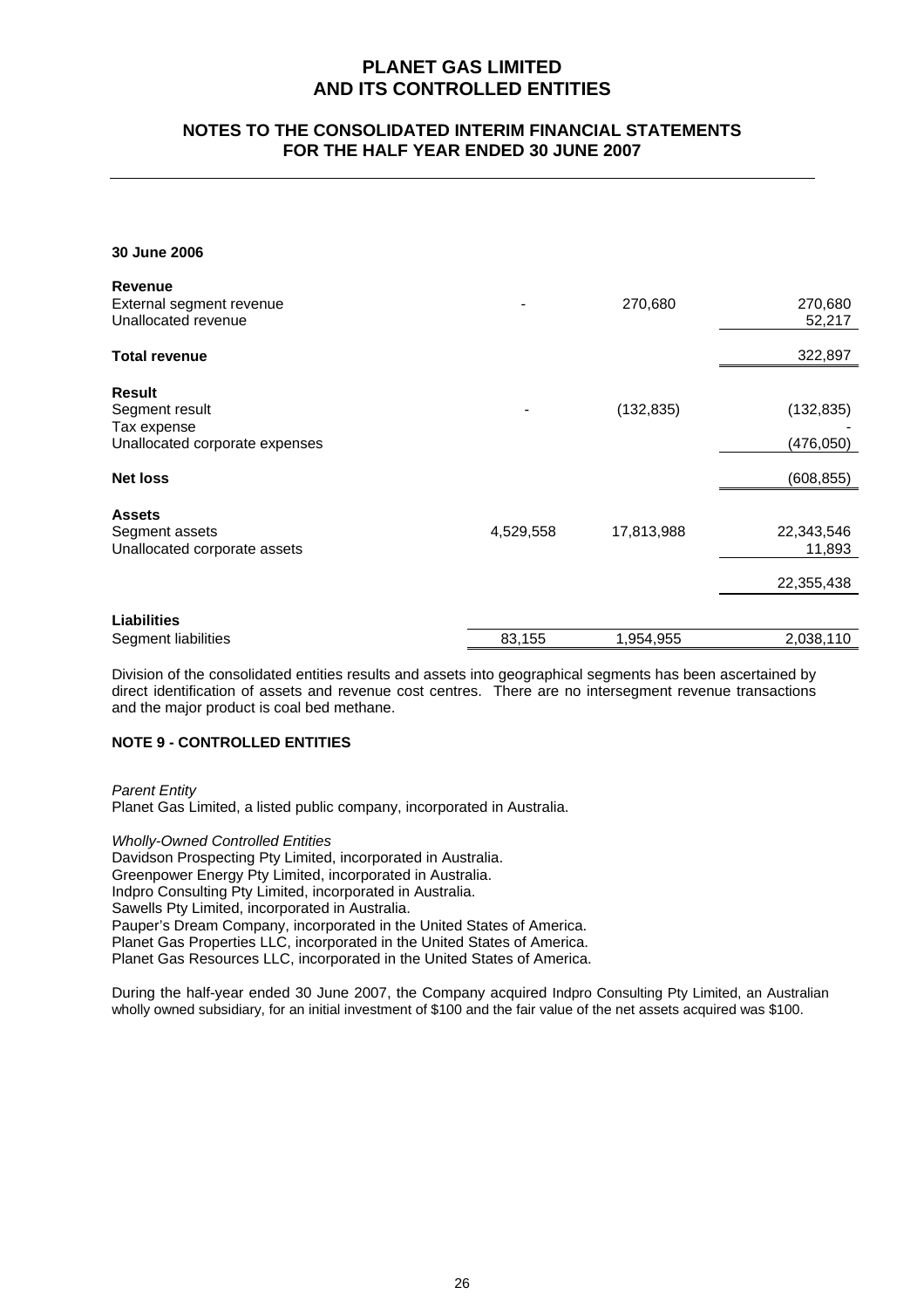**30 June 2006**

| | | | |
|---|---|---|---|
| **Revenue** | | | |
| External segment revenue | - | 270,680 | 270,680 |
| Unallocated revenue | | | 52,217 |
| **Total revenue** | | | 322,897 |
| **Result** | | | |
| Segment result | - | (132,835) | (132,835) |
| Tax expense | | | - |
| Unallocated corporate expenses | | | (476,050) |
| **Net loss** | | | (608,855) |
| **Assets** | | | |
| Segment assets | 4,529,558 | 17,813,988 | 22,343,546 |
| Unallocated corporate assets | | | 11,893 |
| | | | 22,355,438 |
| **Liabilities** | | | |
| Segment liabilities | 83,155 | 1,954,955 | 2,038,110 |

Division of the consolidated entities results and assets into geographical segments has been ascertained by direct identification of assets and revenue cost centres. There are no intersegment revenue transactions and the major product is coal bed methane.

**NOTE 9 - CONTROLLED ENTITIES**

*Parent Entity*
Planet Gas Limited, a listed public company, incorporated in Australia.

*Wholly-Owned Controlled Entities*
Davidson Prospecting Pty Limited, incorporated in Australia.
Greenpower Energy Pty Limited, incorporated in Australia.
Indpro Consulting Pty Limited, incorporated in Australia.
Sawells Pty Limited, incorporated in Australia.
Pauper's Dream Company, incorporated in the United States of America.
Planet Gas Properties LLC, incorporated in the United States of America.
Planet Gas Resources LLC, incorporated in the United States of America.

During the half-year ended 30 June 2007, the Company acquired Indpro Consulting Pty Limited, an Australian wholly owned subsidiary, for an initial investment of $100 and the fair value of the net assets acquired was $100.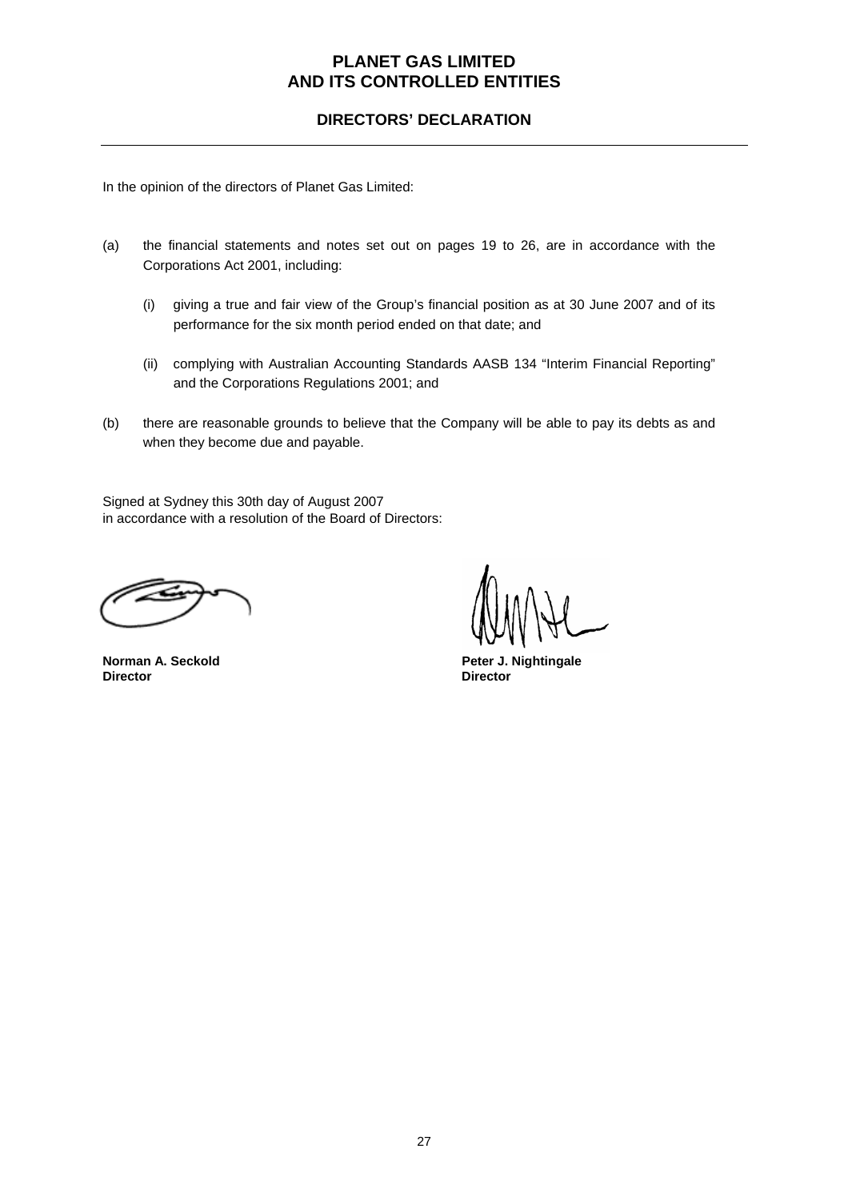# PLANET GAS LIMITED
# AND ITS CONTROLLED ENTITIES

## DIRECTORS' DECLARATION

In the opinion of the directors of Planet Gas Limited:

(a) the financial statements and notes set out on pages 19 to 26, are in accordance with the Corporations Act 2001, including:

   (i) giving a true and fair view of the Group's financial position as at 30 June 2007 and of its performance for the six month period ended on that date; and

   (ii) complying with Australian Accounting Standards AASB 134 "Interim Financial Reporting" and the Corporations Regulations 2001; and

(b) there are reasonable grounds to believe that the Company will be able to pay its debts as and when they become due and payable.

Signed at Sydney this 30th day of August 2007
in accordance with a resolution of the Board of Directors:

**Norman A. Seckold**
**Director**

**Peter J. Nightingale**
**Director**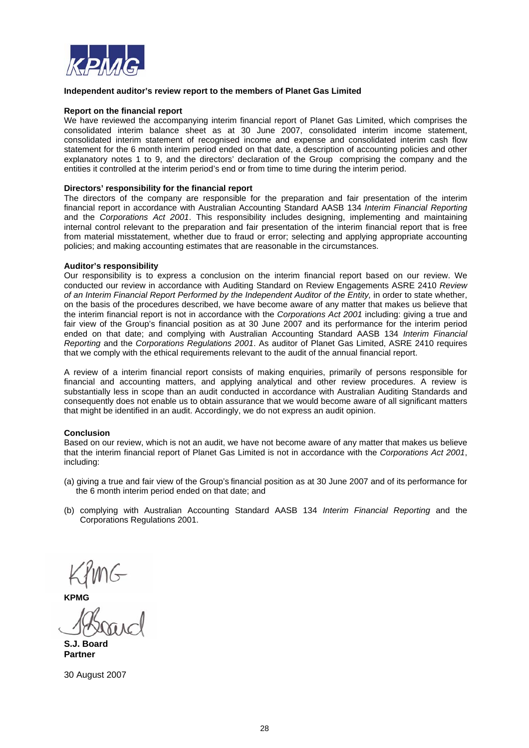KPMG

**Independent auditor's review report to the members of Planet Gas Limited**

**Report on the financial report**

We have reviewed the accompanying interim financial report of Planet Gas Limited, which comprises the consolidated interim balance sheet as at 30 June 2007, consolidated interim income statement, consolidated interim statement of recognised income and expense and consolidated interim cash flow statement for the 6 month interim period ended on that date, a description of accounting policies and other explanatory notes 1 to 9, and the directors' declaration of the Group comprising the company and the entities it controlled at the interim period's end or from time to time during the interim period.

**Directors' responsibility for the financial report**

The directors of the company are responsible for the preparation and fair presentation of the interim financial report in accordance with Australian Accounting Standard AASB 134 *Interim Financial Reporting* and the *Corporations Act 2001*. This responsibility includes designing, implementing and maintaining internal control relevant to the preparation and fair presentation of the interim financial report that is free from material misstatement, whether due to fraud or error; selecting and applying appropriate accounting policies; and making accounting estimates that are reasonable in the circumstances.

**Auditor's responsibility**

Our responsibility is to express a conclusion on the interim financial report based on our review. We conducted our review in accordance with Auditing Standard on Review Engagements ASRE 2410 *Review of an Interim Financial Report Performed by the Independent Auditor of the Entity,* in order to state whether, on the basis of the procedures described, we have become aware of any matter that makes us believe that the interim financial report is not in accordance with the *Corporations Act 2001* including: giving a true and fair view of the Group's financial position as at 30 June 2007 and its performance for the interim period ended on that date; and complying with Australian Accounting Standard AASB 134 *Interim Financial Reporting* and the *Corporations Regulations 2001*. As auditor of Planet Gas Limited, ASRE 2410 requires that we comply with the ethical requirements relevant to the audit of the annual financial report.

A review of a interim financial report consists of making enquiries, primarily of persons responsible for financial and accounting matters, and applying analytical and other review procedures. A review is substantially less in scope than an audit conducted in accordance with Australian Auditing Standards and consequently does not enable us to obtain assurance that we would become aware of all significant matters that might be identified in an audit. Accordingly, we do not express an audit opinion.

**Conclusion**

Based on our review, which is not an audit, we have not become aware of any matter that makes us believe that the interim financial report of Planet Gas Limited is not in accordance with the *Corporations Act 2001*, including:

(a) giving a true and fair view of the Group's financial position as at 30 June 2007 and of its performance for the 6 month interim period ended on that date; and

(b) complying with Australian Accounting Standard AASB 134 *Interim Financial Reporting* and the Corporations Regulations 2001.

KPMG

**KPMG**

S.J. Board

**S.J. Board**
**Partner**

30 August 2007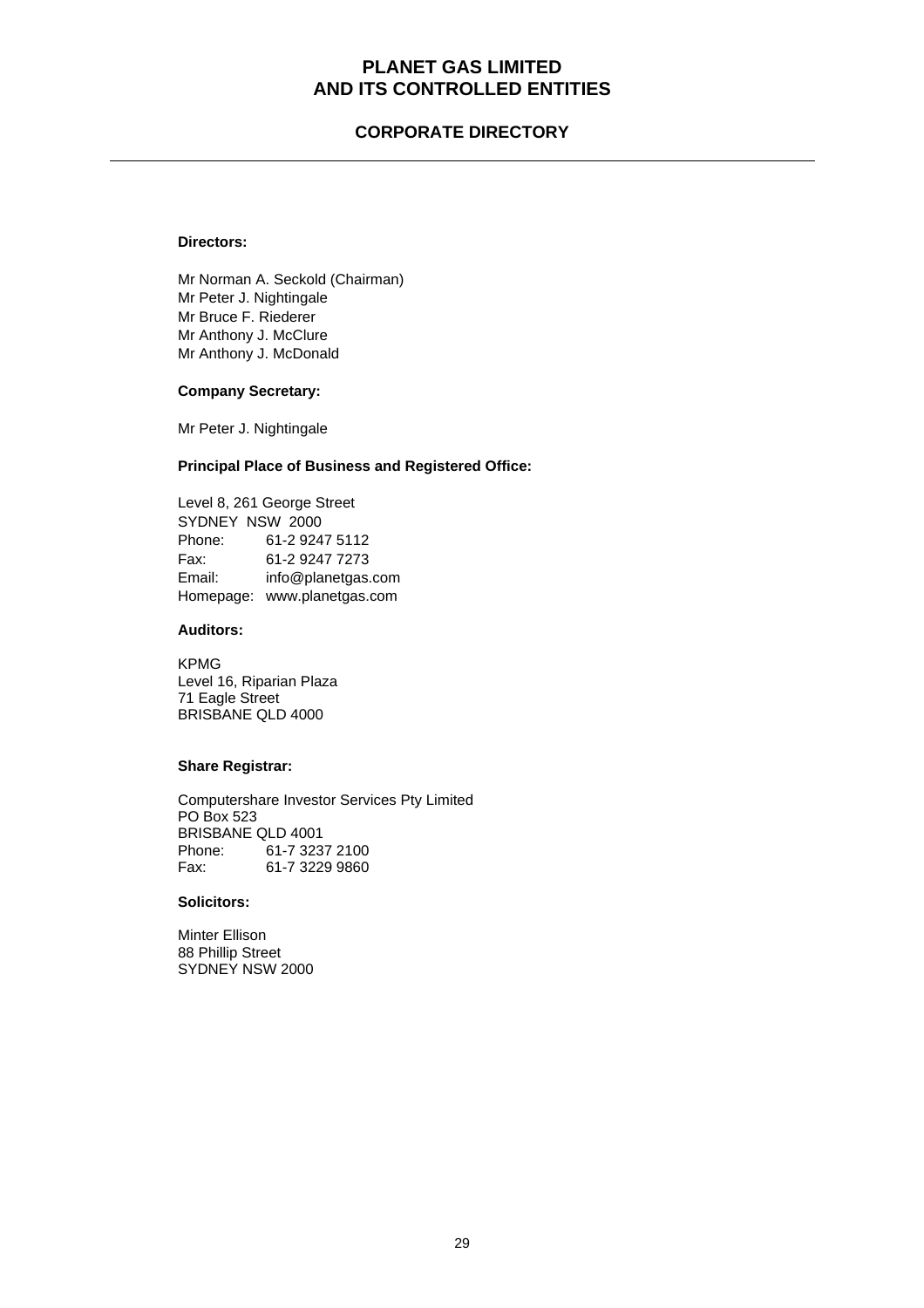# PLANET GAS LIMITED
# AND ITS CONTROLLED ENTITIES

## CORPORATE DIRECTORY

**Directors:**

Mr Norman A. Seckold (Chairman)
Mr Peter J. Nightingale
Mr Bruce F. Riederer
Mr Anthony J. McClure
Mr Anthony J. McDonald

**Company Secretary:**

Mr Peter J. Nightingale

**Principal Place of Business and Registered Office:**

Level 8, 261 George Street
SYDNEY NSW 2000
Phone: 61-2 9247 5112
Fax: 61-2 9247 7273
Email: info@planetgas.com
Homepage: www.planetgas.com

**Auditors:**

KPMG
Level 16, Riparian Plaza
71 Eagle Street
BRISBANE QLD 4000

**Share Registrar:**

Computershare Investor Services Pty Limited
PO Box 523
BRISBANE QLD 4001
Phone: 61-7 3237 2100
Fax: 61-7 3229 9860

**Solicitors:**

Minter Ellison
88 Phillip Street
SYDNEY NSW 2000